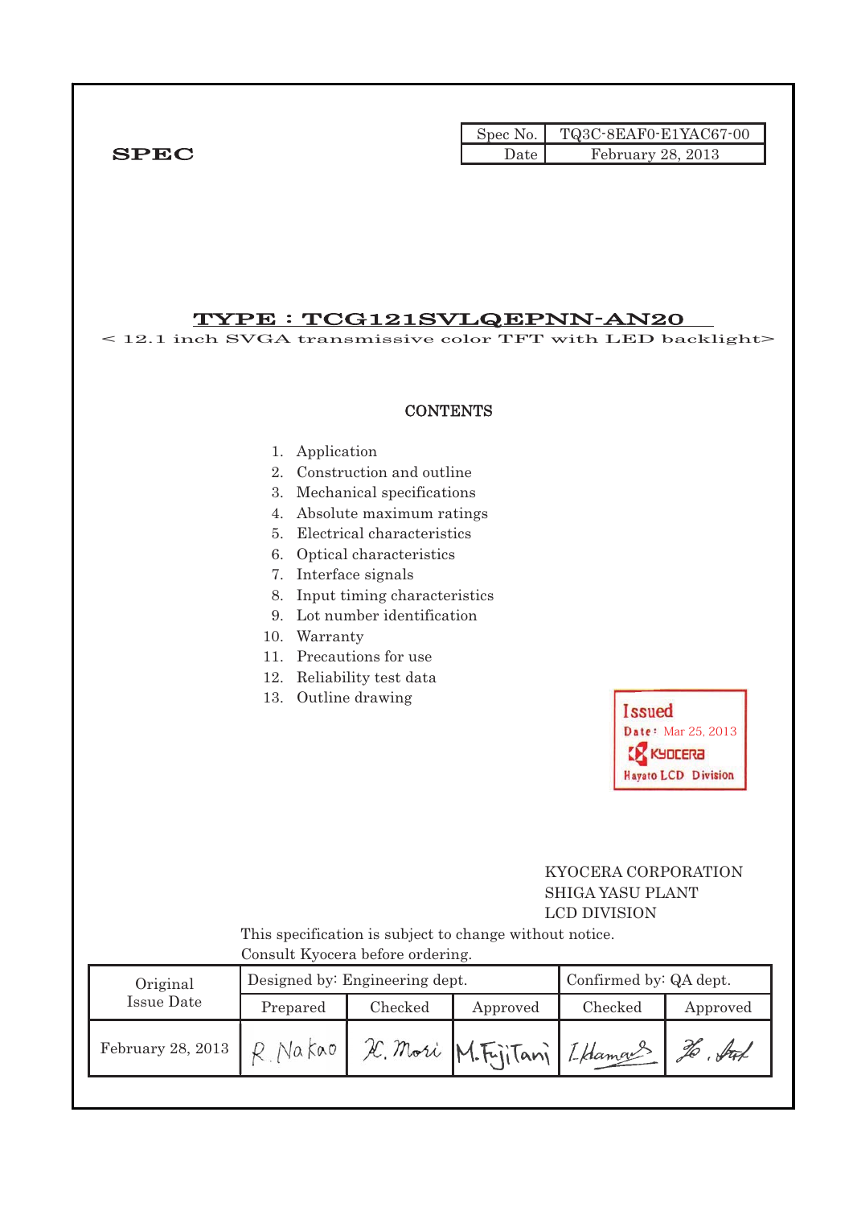**SPEC**

| Spec No. | TQ3C-8EAF0-E1YAC67-00 |
|---|---|
| Date | February 28, 2013 |

# TYPE : TCG121SVLQEPNN-AN20

< 12.1 inch SVGA transmissive color TFT with LED backlight>

## CONTENTS

1. Application
2. Construction and outline
3. Mechanical specifications
4. Absolute maximum ratings
5. Electrical characteristics
6. Optical characteristics
7. Interface signals
8. Input timing characteristics
9. Lot number identification
10. Warranty
11. Precautions for use
12. Reliability test data
13. Outline drawing

Issued
Date: Mar 25, 2013
KYOCERA
Hayato LCD Division

KYOCERA CORPORATION
SHIGA YASU PLANT
LCD DIVISION

This specification is subject to change without notice.
Consult Kyocera before ordering.

| Original Issue Date | Designed by: Engineering dept. | | | Confirmed by: QA dept. | |
|---|---|---|---|---|---|
| | Prepared | Checked | Approved | Checked | Approved |
| February 28, 2013 | R. Nakao | H. Mori | M. FujiTani | I. Hamano | Ho. Sat |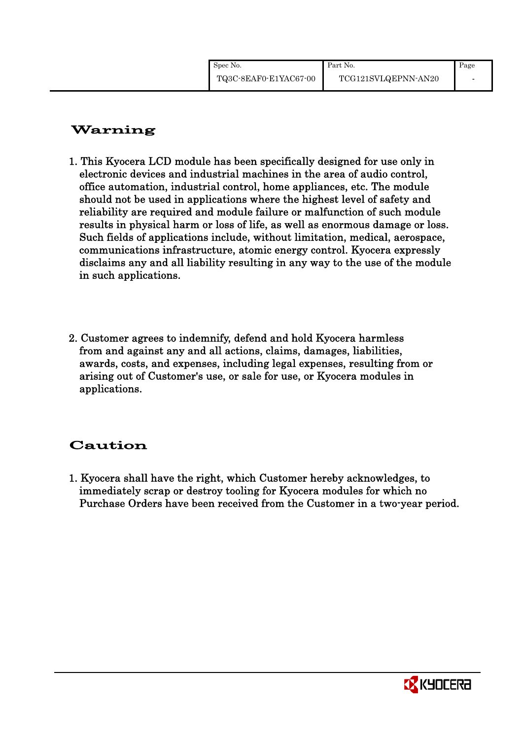## Warning

1. This Kyocera LCD module has been specifically designed for use only in electronic devices and industrial machines in the area of audio control, office automation, industrial control, home appliances, etc. The module should not be used in applications where the highest level of safety and reliability are required and module failure or malfunction of such module results in physical harm or loss of life, as well as enormous damage or loss. Such fields of applications include, without limitation, medical, aerospace, communications infrastructure, atomic energy control. Kyocera expressly disclaims any and all liability resulting in any way to the use of the module in such applications.

2. Customer agrees to indemnify, defend and hold Kyocera harmless from and against any and all actions, claims, damages, liabilities, awards, costs, and expenses, including legal expenses, resulting from or arising out of Customer's use, or sale for use, or Kyocera modules in applications.

## Caution

1. Kyocera shall have the right, which Customer hereby acknowledges, to immediately scrap or destroy tooling for Kyocera modules for which no Purchase Orders have been received from the Customer in a two-year period.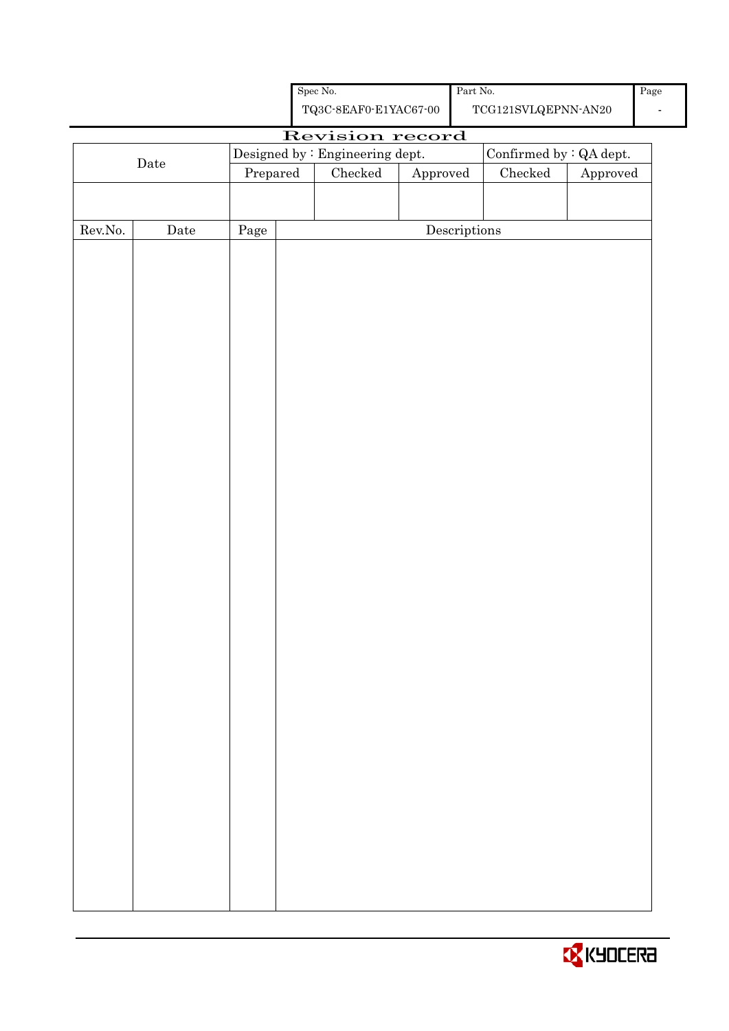| Spec No. | Part No. | Page |
|---|---|---|
| TQ3C-8EAF0-E1YAC67-00 | TCG121SVLQEPNN-AN20 | - |

# Revision record

| Date | Designed by : Engineering dept. | | | Confirmed by : QA dept. | |
|---|---|---|---|---|---|
| | Prepared | Checked | Approved | Checked | Approved |
| | | | | | |

| Rev.No. | Date | Page | Descriptions |
|---|---|---|---|
| | | | |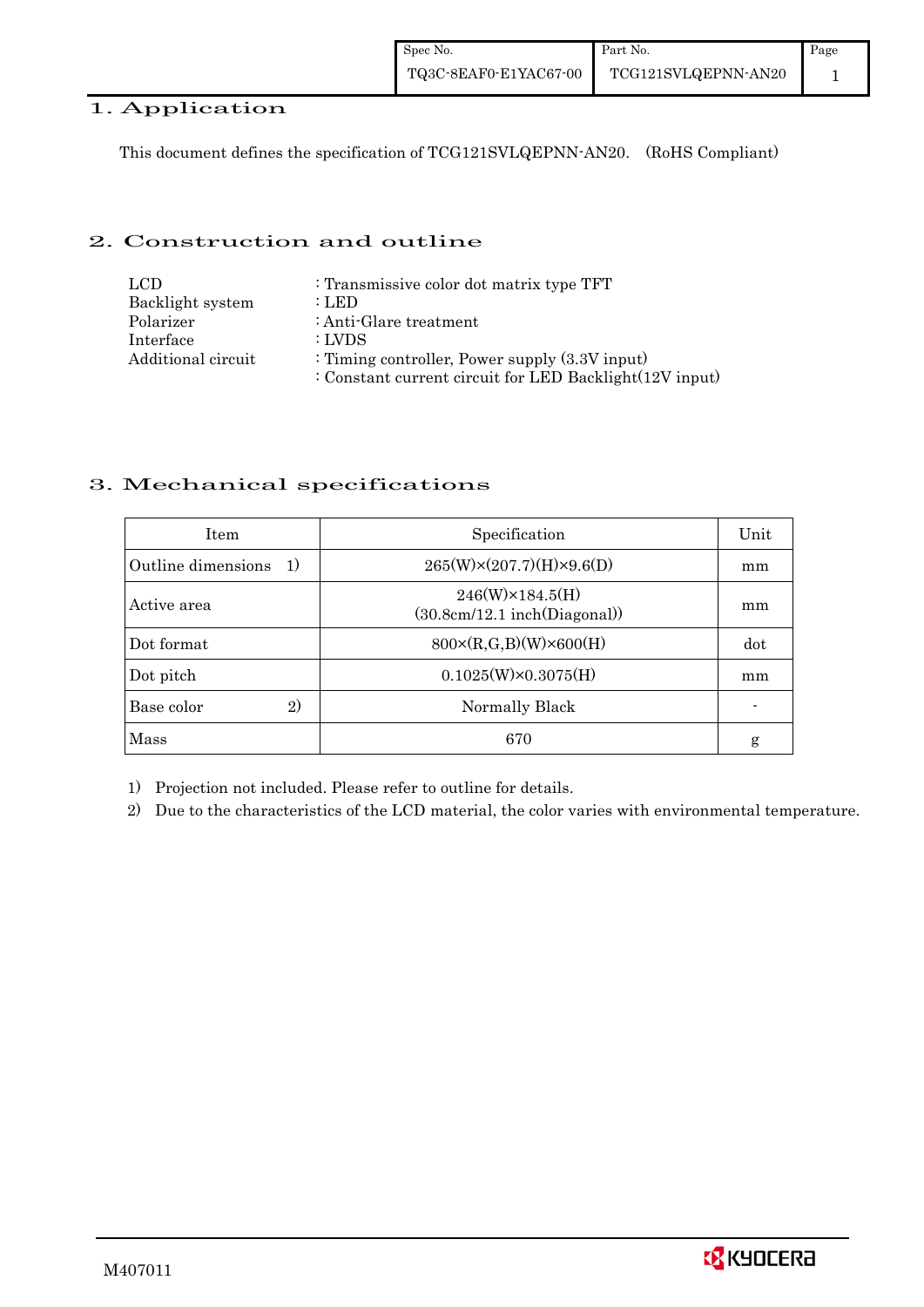## 1. Application

This document defines the specification of TCG121SVLQEPNN-AN20. (RoHS Compliant)

## 2. Construction and outline

| | |
|---|---|
| LCD | : Transmissive color dot matrix type TFT |
| Backlight system | : LED |
| Polarizer | : Anti-Glare treatment |
| Interface | : LVDS |
| Additional circuit | : Timing controller, Power supply (3.3V input) |
| | : Constant current circuit for LED Backlight(12V input) |

## 3. Mechanical specifications

| Item | Specification | Unit |
|---|---|---|
| Outline dimensions 1) | 265(W)×(207.7)(H)×9.6(D) | mm |
| Active area | 246(W)×184.5(H)<br>(30.8cm/12.1 inch(Diagonal)) | mm |
| Dot format | 800×(R,G,B)(W)×600(H) | dot |
| Dot pitch | 0.1025(W)×0.3075(H) | mm |
| Base color 2) | Normally Black | - |
| Mass | 670 | g |

1) Projection not included. Please refer to outline for details.

2) Due to the characteristics of the LCD material, the color varies with environmental temperature.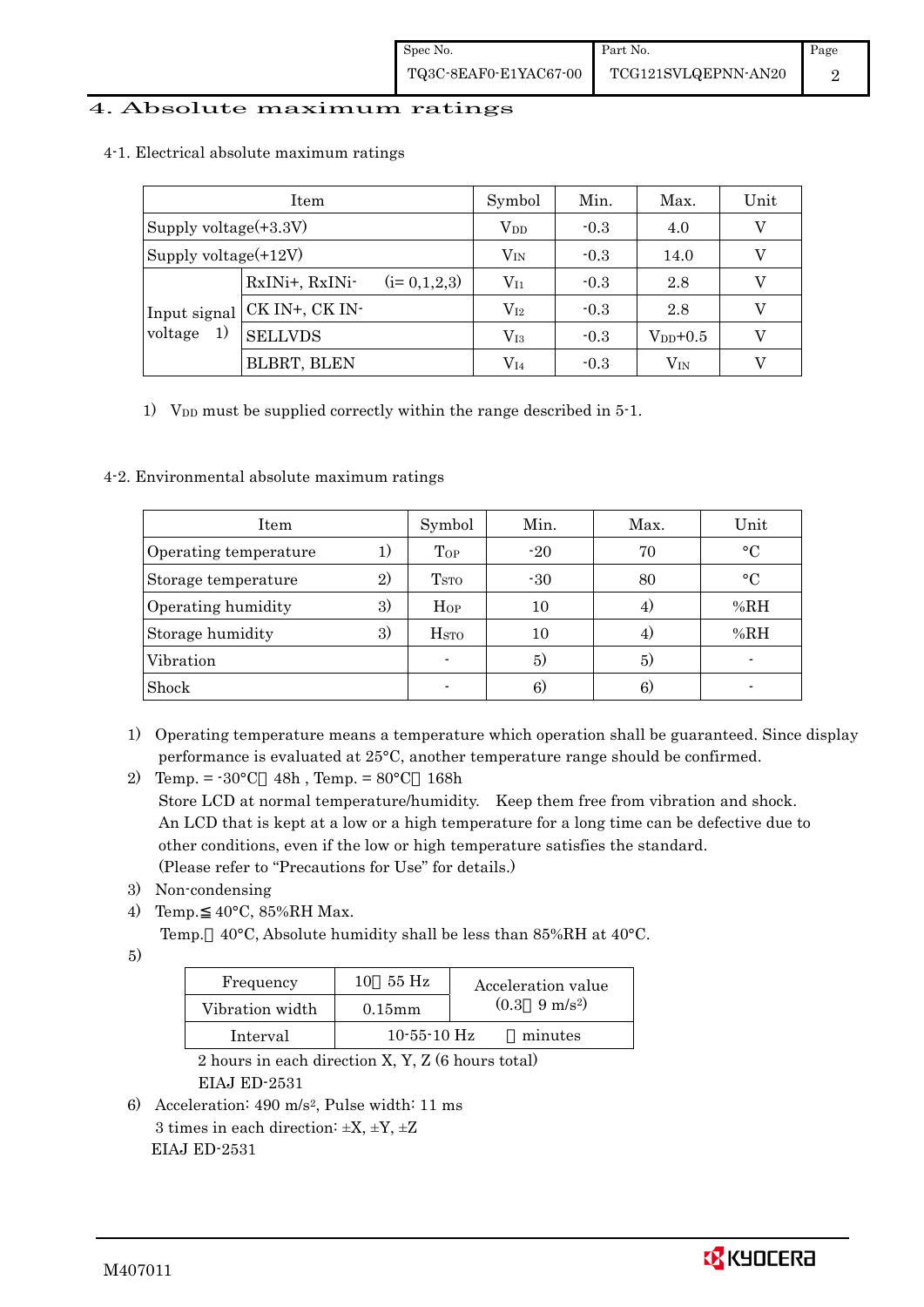## 4. Absolute maximum ratings

### 4-1. Electrical absolute maximum ratings

| Item | | Symbol | Min. | Max. | Unit |
|---|---|---|---|---|---|
| Supply voltage(+3.3V) | | $V_{DD}$ | -0.3 | 4.0 | V |
| Supply voltage(+12V) | | $V_{IN}$ | -0.3 | 14.0 | V |
| Input signal voltage 1) | RxINi+, RxINi- (i= 0,1,2,3) | $V_{I1}$ | -0.3 | 2.8 | V |
| | CK IN+, CK IN- | $V_{I2}$ | -0.3 | 2.8 | V |
| | SELLVDS | $V_{I3}$ | -0.3 | $V_{DD}$+0.5 | V |
| | BLBRT, BLEN | $V_{I4}$ | -0.3 | $V_{IN}$ | V |

1) $V_{DD}$ must be supplied correctly within the range described in 5-1.

### 4-2. Environmental absolute maximum ratings

| Item | | Symbol | Min. | Max. | Unit |
|---|---|---|---|---|---|
| Operating temperature | 1) | $T_{OP}$ | -20 | 70 | °C |
| Storage temperature | 2) | $T_{STO}$ | -30 | 80 | °C |
| Operating humidity | 3) | $H_{OP}$ | 10 | 4) | %RH |
| Storage humidity | 3) | $H_{STO}$ | 10 | 4) | %RH |
| Vibration | | - | 5) | 5) | - |
| Shock | | - | 6) | 6) | - |

1) Operating temperature means a temperature which operation shall be guaranteed. Since display performance is evaluated at 25°C, another temperature range should be confirmed.

2) Temp. = -30°C 48h , Temp. = 80°C 168h
Store LCD at normal temperature/humidity. Keep them free from vibration and shock.
An LCD that is kept at a low or a high temperature for a long time can be defective due to other conditions, even if the low or high temperature satisfies the standard.
(Please refer to "Precautions for Use" for details.)

3) Non-condensing

4) Temp.≦ 40°C, 85%RH Max.
Temp. 40°C, Absolute humidity shall be less than 85%RH at 40°C.

5)

| Frequency | 10 55 Hz | Acceleration value (0.3 9 m/s²) |
|---|---|---|
| Vibration width | 0.15mm | |
| Interval | 10-55-10 Hz | minutes |

2 hours in each direction X, Y, Z (6 hours total)
EIAJ ED-2531

6) Acceleration: 490 m/s², Pulse width: 11 ms
3 times in each direction: ±X, ±Y, ±Z
EIAJ ED-2531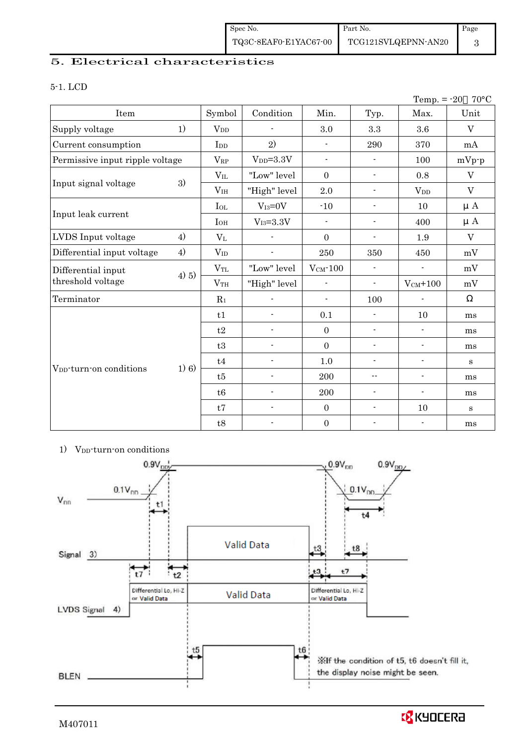# 5. Electrical characteristics

## 5-1. LCD

Temp. = -20～70°C

| Item | | Symbol | Condition | Min. | Typ. | Max. | Unit |
|---|---|---|---|---|---|---|---|
| Supply voltage | 1) | $V_{DD}$ | - | 3.0 | 3.3 | 3.6 | V |
| Current consumption | | $I_{DD}$ | 2) | - | 290 | 370 | mA |
| Permissive input ripple voltage | | $V_{RP}$ | $V_{DD}$=3.3V | - | - | 100 | mVp-p |
| Input signal voltage | 3) | $V_{IL}$ | "Low" level | 0 | - | 0.8 | V |
| | | $V_{IH}$ | "High" level | 2.0 | - | $V_{DD}$ | V |
| Input leak current | | $I_{OL}$ | $V_{I3}$=0V | -10 | - | 10 | μA |
| | | $I_{OH}$ | $V_{I3}$=3.3V | - | - | 400 | μA |
| LVDS Input voltage | 4) | $V_L$ | - | 0 | - | 1.9 | V |
| Differential input voltage | 4) | $V_{ID}$ | - | 250 | 350 | 450 | mV |
| Differential input threshold voltage | 4) 5) | $V_{TL}$ | "Low" level | $V_{CM}$-100 | - | - | mV |
| | | $V_{TH}$ | "High" level | - | - | $V_{CM}$+100 | mV |
| Terminator | | $R_1$ | - | - | 100 | - | Ω |
| $V_{DD}$-turn-on conditions | 1) 6) | t1 | - | 0.1 | - | 10 | ms |
| | | t2 | - | 0 | - | - | ms |
| | | t3 | - | 0 | - | - | ms |
| | | t4 | - | 1.0 | - | - | s |
| | | t5 | - | 200 | -- | - | ms |
| | | t6 | - | 200 | - | - | ms |
| | | t7 | - | 0 | - | 10 | s |
| | | t8 | - | 0 | - | - | ms |

1) $V_{DD}$-turn-on conditions

※If the condition of t5, t6 doesn't fill it, the display noise might be seen.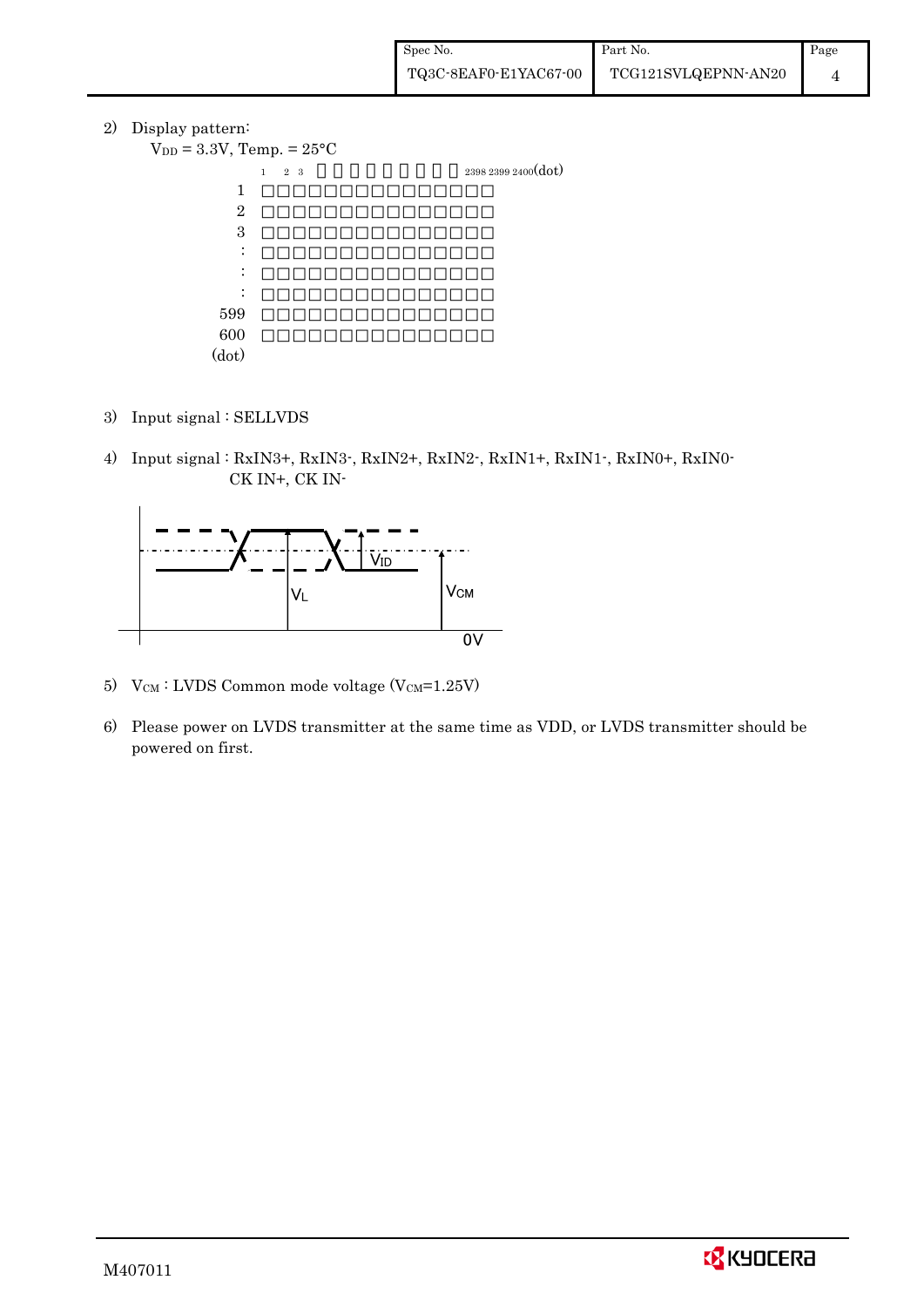2) Display pattern:

$V_{DD}$ = 3.3V, Temp. = 25°C

```
       1  2  3  □ □ □ □ □ □ □ □ □  2398 2399 2400(dot)
  1    □□□□□□□□□□□□□□□
  2    □□□□□□□□□□□□□□□
  3    □□□□□□□□□□□□□□□
  :    □□□□□□□□□□□□□□□
  :    □□□□□□□□□□□□□□□
  :    □□□□□□□□□□□□□□□
599    □□□□□□□□□□□□□□□
600    □□□□□□□□□□□□□□□
(dot)
```

3) Input signal : SELLVDS

4) Input signal : RxIN3+, RxIN3-, RxIN2+, RxIN2-, RxIN1+, RxIN1-, RxIN0+, RxIN0-
   CK IN+, CK IN-

$V_{ID}$ $V_L$ $V_{CM}$ 0V

5) $V_{CM}$ : LVDS Common mode voltage ($V_{CM}$=1.25V)

6) Please power on LVDS transmitter at the same time as VDD, or LVDS transmitter should be powered on first.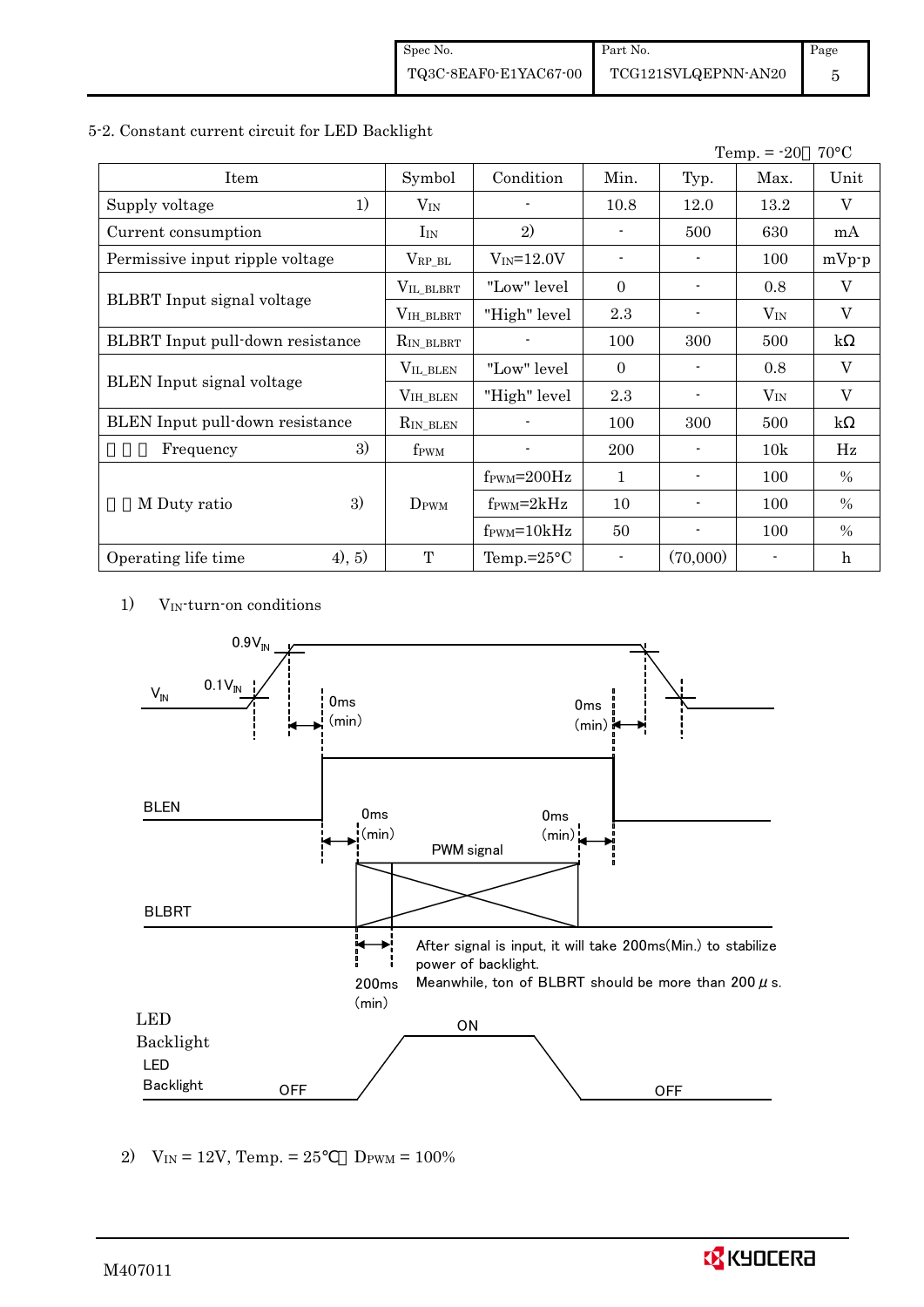### 5-2. Constant current circuit for LED Backlight

Temp. = -20～70°C

| Item | | Symbol | Condition | Min. | Typ. | Max. | Unit |
|---|---|---|---|---|---|---|---|
| Supply voltage | 1) | $V_{IN}$ | - | 10.8 | 12.0 | 13.2 | V |
| Current consumption | | $I_{IN}$ | 2) | - | 500 | 630 | mA |
| Permissive input ripple voltage | | $V_{RP\_BL}$ | $V_{IN}$=12.0V | - | - | 100 | mVp-p |
| BLBRT Input signal voltage | | $V_{IL\_BLBRT}$ | "Low" level | 0 | - | 0.8 | V |
| | | $V_{IH\_BLBRT}$ | "High" level | 2.3 | - | $V_{IN}$ | V |
| BLBRT Input pull-down resistance | | $R_{IN\_BLBRT}$ | - | 100 | 300 | 500 | kΩ |
| BLEN Input signal voltage | | $V_{IL\_BLEN}$ | "Low" level | 0 | - | 0.8 | V |
| | | $V_{IH\_BLEN}$ | "High" level | 2.3 | - | $V_{IN}$ | V |
| BLEN Input pull-down resistance | | $R_{IN\_BLEN}$ | - | 100 | 300 | 500 | kΩ |
| ＰＷＭ Frequency | 3) | $f_{PWM}$ | - | 200 | - | 10k | Hz |
| ＰＷM Duty ratio | 3) | $D_{PWM}$ | $f_{PWM}$=200Hz | 1 | - | 100 | % |
| | | | $f_{PWM}$=2kHz | 10 | - | 100 | % |
| | | | $f_{PWM}$=10kHz | 50 | - | 100 | % |
| Operating life time | 4), 5) | T | Temp.=25°C | - | (70,000) | - | h |

1) $V_{IN}$-turn-on conditions

$V_{IN}$: 0.1$V_{IN}$ → 0.9$V_{IN}$; 0ms (min) to BLEN rise; 0ms (min) from BLEN fall to $V_{IN}$ fall.

BLEN: 0ms (min) to PWM signal; 0ms (min) from PWM signal end to BLEN fall.

BLBRT: PWM signal; 200ms (min)

After signal is input, it will take 200ms(Min.) to stabilize power of backlight.
Meanwhile, ton of BLBRT should be more than 200 μs.

LED Backlight: OFF – ON – OFF

2) $V_{IN}$ = 12V, Temp. = 25℃，$D_{PWM}$ = 100%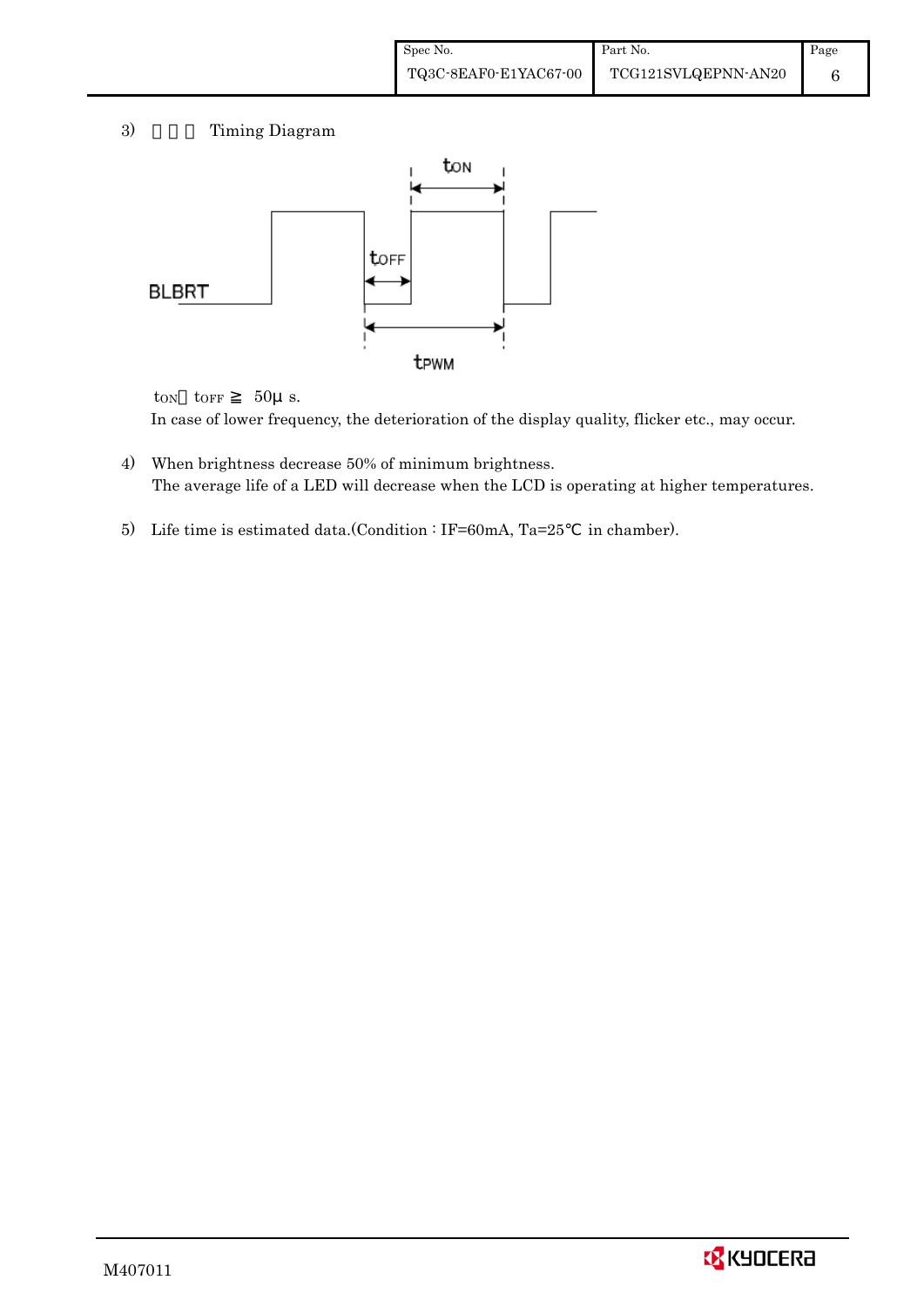3) Timing Diagram

$t_{ON}$, $t_{OFF}$ ≧ 50μ s.

In case of lower frequency, the deterioration of the display quality, flicker etc., may occur.

4) When brightness decrease 50% of minimum brightness.
The average life of a LED will decrease when the LCD is operating at higher temperatures.

5) Life time is estimated data.(Condition : IF=60mA, Ta=25℃ in chamber).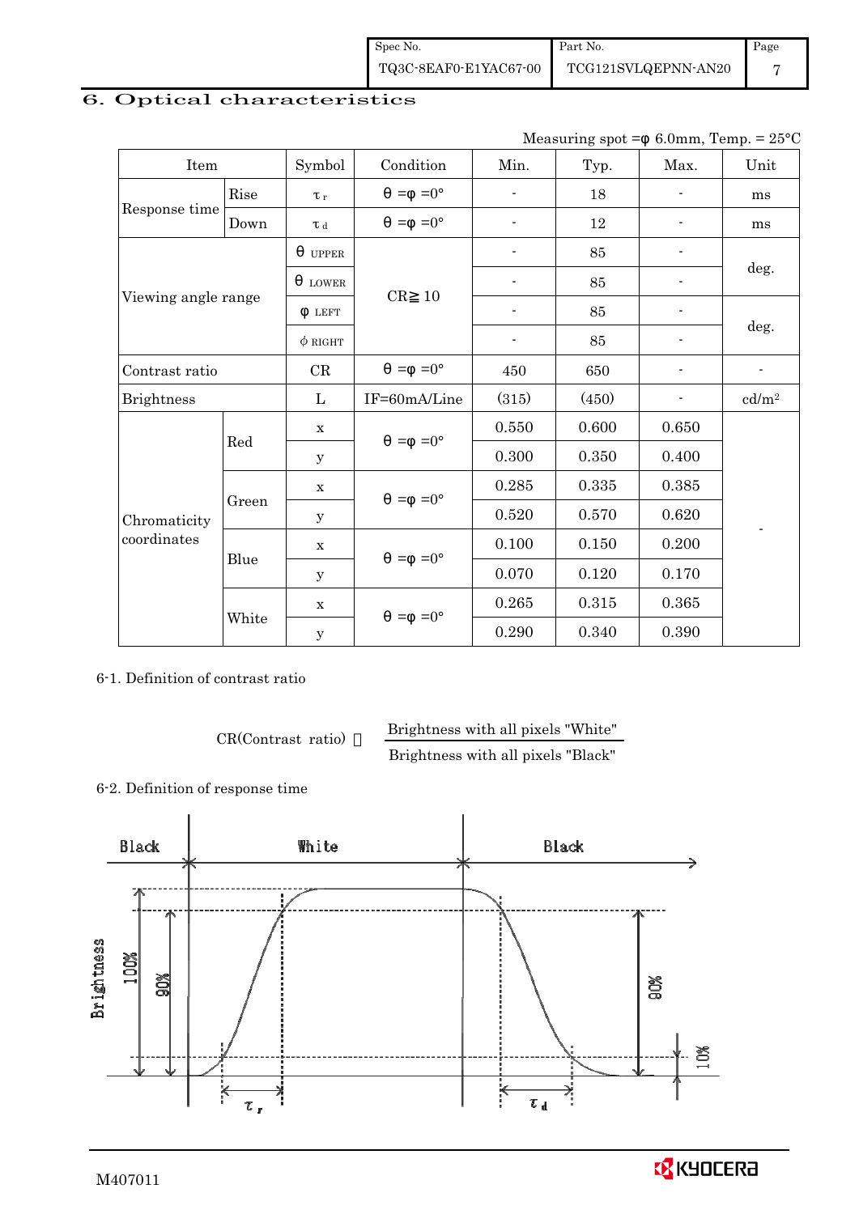## 6. Optical characteristics

Measuring spot =φ 6.0mm, Temp. = 25°C

| Item | | Symbol | Condition | Min. | Typ. | Max. | Unit |
|---|---|---|---|---|---|---|---|
| Response time | Rise | $\tau_r$ | θ =φ =0° | - | 18 | - | ms |
| | Down | $\tau_d$ | θ =φ =0° | - | 12 | - | ms |
| Viewing angle range | | θ UPPER | CR≧ 10 | - | 85 | - | deg. |
| | | θ LOWER | | - | 85 | - | |
| | | φ LEFT | | - | 85 | - | deg. |
| | | φ RIGHT | | - | 85 | - | |
| Contrast ratio | | CR | θ =φ =0° | 450 | 650 | - | - |
| Brightness | | L | IF=60mA/Line | (315) | (450) | - | cd/m² |
| Chromaticity coordinates | Red | x | θ =φ =0° | 0.550 | 0.600 | 0.650 | - |
| | | y | | 0.300 | 0.350 | 0.400 | |
| | Green | x | θ =φ =0° | 0.285 | 0.335 | 0.385 | |
| | | y | | 0.520 | 0.570 | 0.620 | |
| | Blue | x | θ =φ =0° | 0.100 | 0.150 | 0.200 | |
| | | y | | 0.070 | 0.120 | 0.170 | |
| | White | x | θ =φ =0° | 0.265 | 0.315 | 0.365 | |
| | | y | | 0.290 | 0.340 | 0.390 | |

6-1. Definition of contrast ratio

$$\text{CR(Contrast ratio)} = \frac{\text{Brightness with all pixels "White"}}{\text{Brightness with all pixels "Black"}}$$

6-2. Definition of response time

Black | White | Black

Brightness: 100%, 90%, 10%

$\tau_r$, $\tau_d$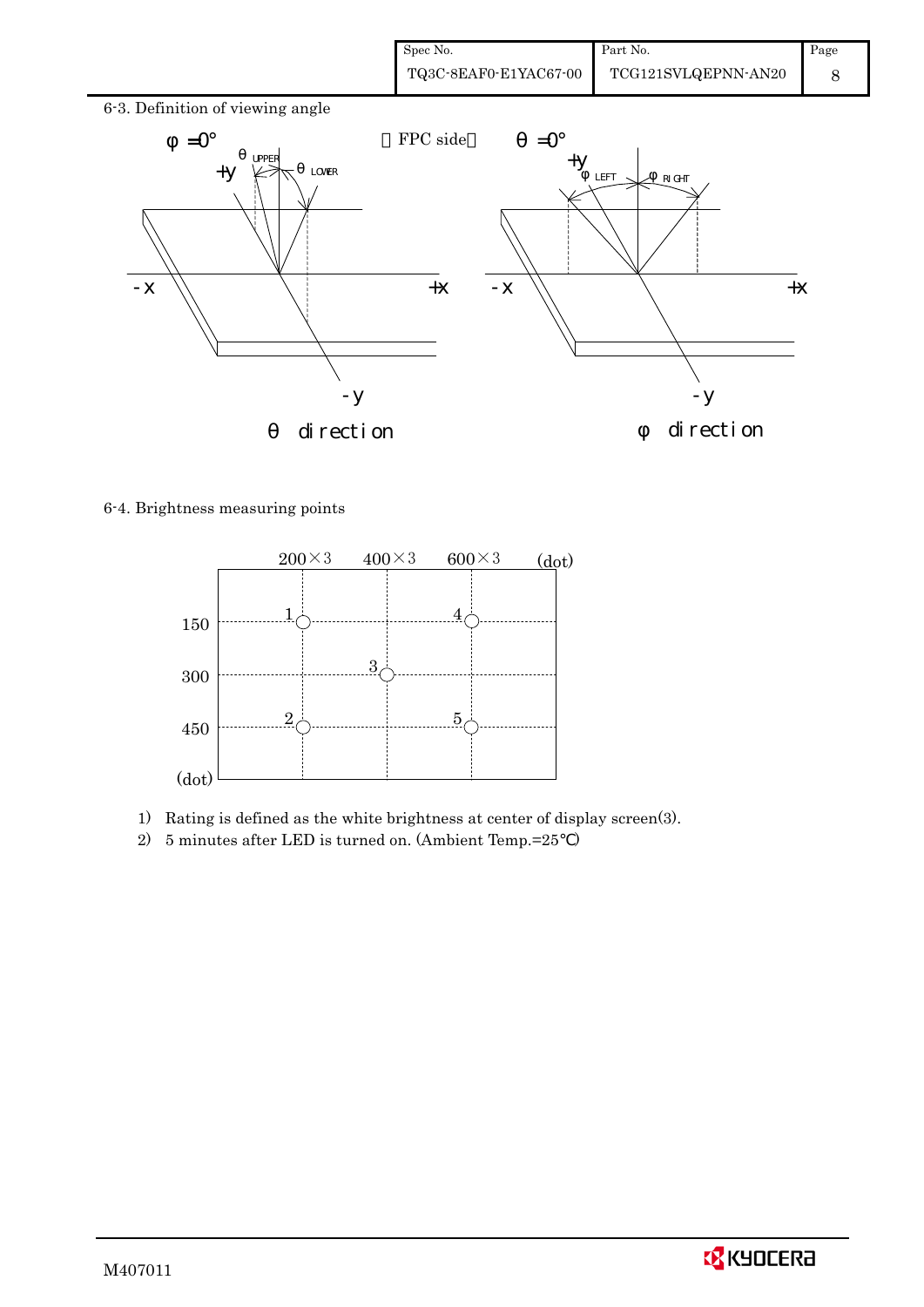6-3. Definition of viewing angle

6-4. Brightness measuring points

1) Rating is defined as the white brightness at center of display screen(3).
2) 5 minutes after LED is turned on. (Ambient Temp.=25℃)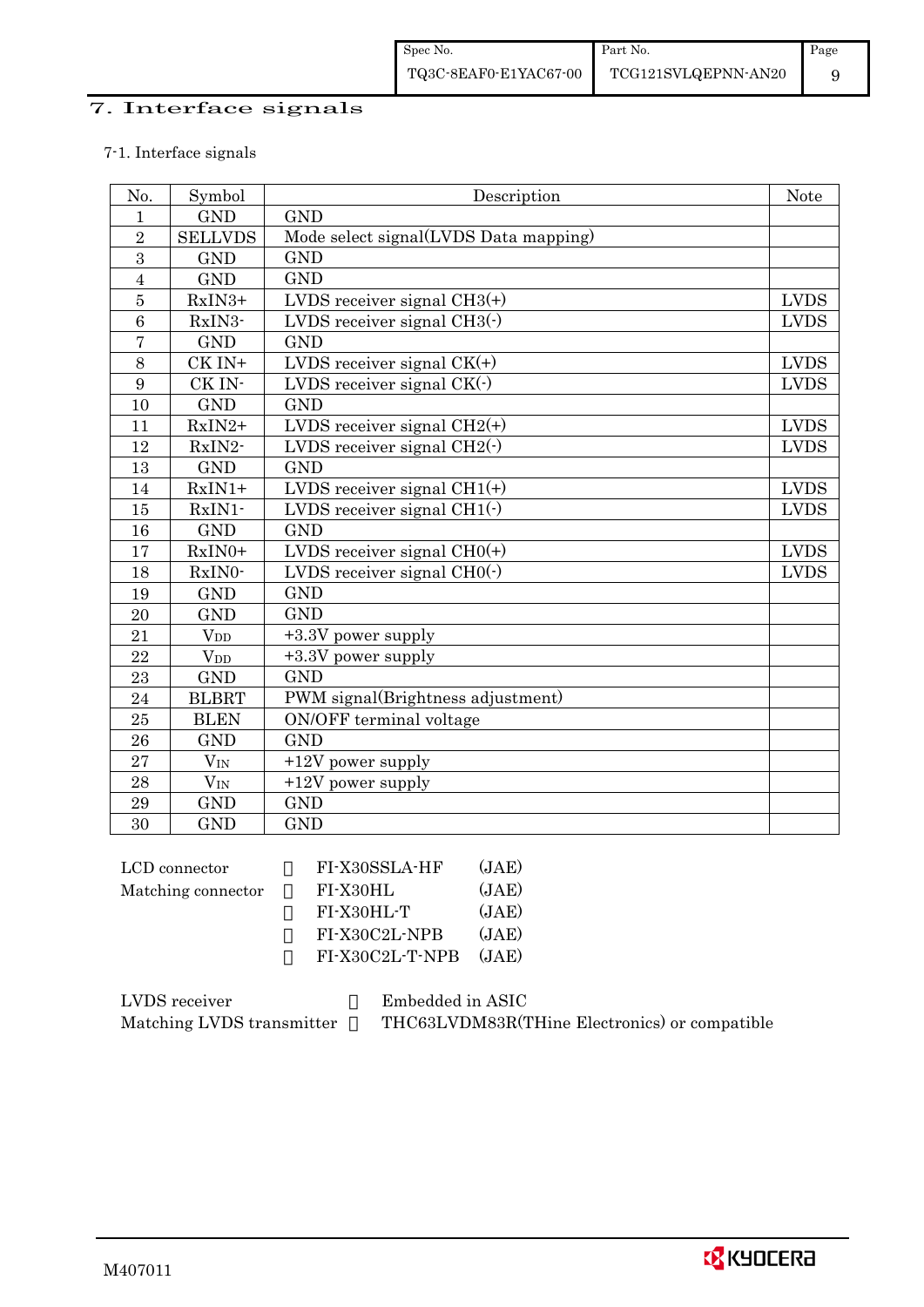## 7. Interface signals

7-1. Interface signals

| No. | Symbol | Description | Note |
|---|---|---|---|
| 1 | GND | GND | |
| 2 | SELLVDS | Mode select signal(LVDS Data mapping) | |
| 3 | GND | GND | |
| 4 | GND | GND | |
| 5 | RxIN3+ | LVDS receiver signal CH3(+) | LVDS |
| 6 | RxIN3- | LVDS receiver signal CH3(-) | LVDS |
| 7 | GND | GND | |
| 8 | CK IN+ | LVDS receiver signal CK(+) | LVDS |
| 9 | CK IN- | LVDS receiver signal CK(-) | LVDS |
| 10 | GND | GND | |
| 11 | RxIN2+ | LVDS receiver signal CH2(+) | LVDS |
| 12 | RxIN2- | LVDS receiver signal CH2(-) | LVDS |
| 13 | GND | GND | |
| 14 | RxIN1+ | LVDS receiver signal CH1(+) | LVDS |
| 15 | RxIN1- | LVDS receiver signal CH1(-) | LVDS |
| 16 | GND | GND | |
| 17 | RxIN0+ | LVDS receiver signal CH0(+) | LVDS |
| 18 | RxIN0- | LVDS receiver signal CH0(-) | LVDS |
| 19 | GND | GND | |
| 20 | GND | GND | |
| 21 | $V_{DD}$ | +3.3V power supply | |
| 22 | $V_{DD}$ | +3.3V power supply | |
| 23 | GND | GND | |
| 24 | BLBRT | PWM signal(Brightness adjustment) | |
| 25 | BLEN | ON/OFF terminal voltage | |
| 26 | GND | GND | |
| 27 | $V_{IN}$ | +12V power supply | |
| 28 | $V_{IN}$ | +12V power supply | |
| 29 | GND | GND | |
| 30 | GND | GND | |

LCD connector : FI-X30SSLA-HF (JAE)
Matching connector : FI-X30HL (JAE)
: FI-X30HL-T (JAE)
: FI-X30C2L-NPB (JAE)
: FI-X30C2L-T-NPB (JAE)

LVDS receiver : Embedded in ASIC
Matching LVDS transmitter : THC63LVDM83R(THine Electronics) or compatible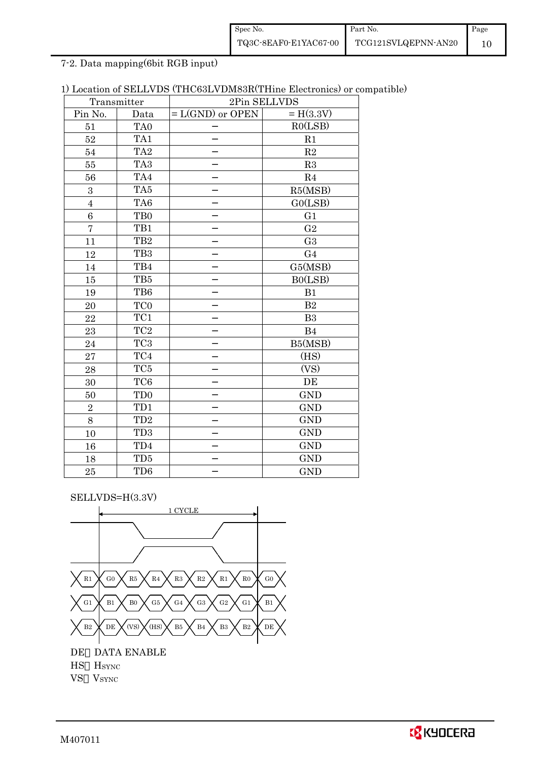## 7-2. Data mapping(6bit RGB input)

1) Location of SELLVDS (THC63LVDM83R(THine Electronics) or compatible)

| Transmitter | | 2Pin SELLVDS | |
|---|---|---|---|
| Pin No. | Data | = L(GND) or OPEN | = H(3.3V) |
| 51 | TA0 | − | R0(LSB) |
| 52 | TA1 | − | R1 |
| 54 | TA2 | − | R2 |
| 55 | TA3 | − | R3 |
| 56 | TA4 | − | R4 |
| 3 | TA5 | − | R5(MSB) |
| 4 | TA6 | − | G0(LSB) |
| 6 | TB0 | − | G1 |
| 7 | TB1 | − | G2 |
| 11 | TB2 | − | G3 |
| 12 | TB3 | − | G4 |
| 14 | TB4 | − | G5(MSB) |
| 15 | TB5 | − | B0(LSB) |
| 19 | TB6 | − | B1 |
| 20 | TC0 | − | B2 |
| 22 | TC1 | − | B3 |
| 23 | TC2 | − | B4 |
| 24 | TC3 | − | B5(MSB) |
| 27 | TC4 | − | (HS) |
| 28 | TC5 | − | (VS) |
| 30 | TC6 | − | DE |
| 50 | TD0 | − | GND |
| 2 | TD1 | − | GND |
| 8 | TD2 | − | GND |
| 10 | TD3 | − | GND |
| 16 | TD4 | − | GND |
| 18 | TD5 | − | GND |
| 25 | TD6 | − | GND |

SELLVDS=H(3.3V)

1 CYCLE

| R1 | G0 | R5 | R4 | R3 | R2 | R1 | R0 | G0 |
|---|---|---|---|---|---|---|---|---|
| G1 | B1 | B0 | G5 | G4 | G3 | G2 | G1 | B1 |
| B2 | DE | (VS) | (HS) | B5 | B4 | B3 | B2 | DE |

DE：DATA ENABLE
HS：$H_{SYNC}$
VS：$V_{SYNC}$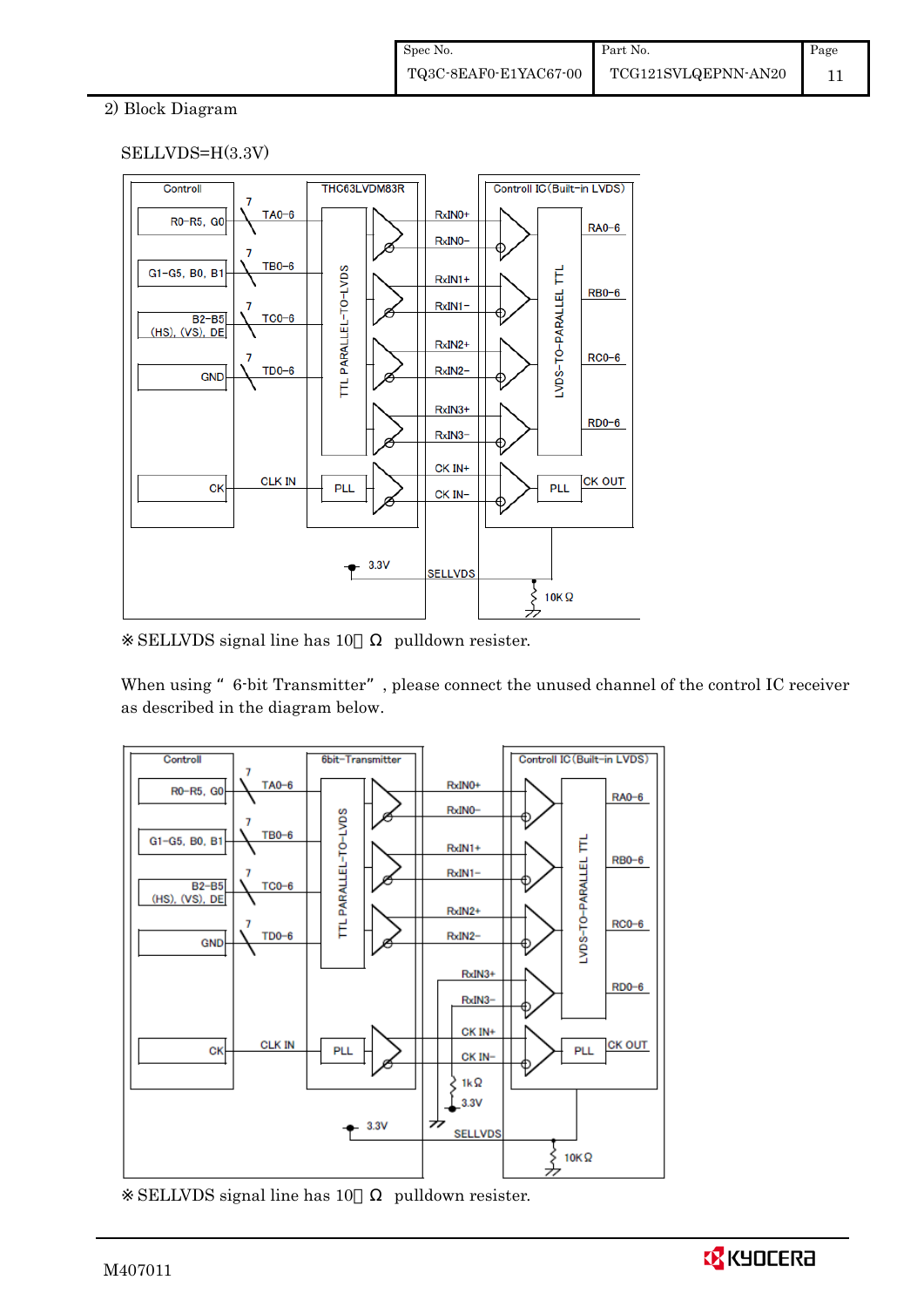2) Block Diagram

SELLVDS=H(3.3V)

※ SELLVDS signal line has 10kΩ pulldown resister.

When using " 6-bit Transmitter" , please connect the unused channel of the control IC receiver as described in the diagram below.

※ SELLVDS signal line has 10kΩ pulldown resister.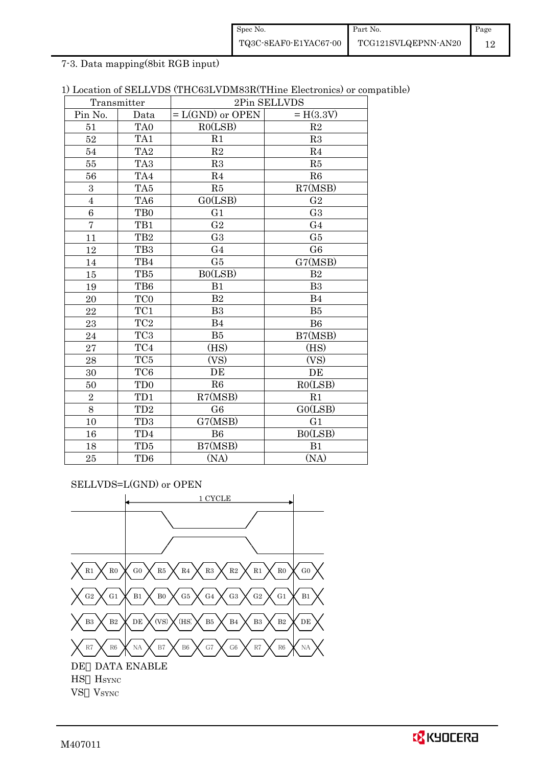7-3. Data mapping(8bit RGB input)

1) Location of SELLVDS (THC63LVDM83R(THine Electronics) or compatible)

| Transmitter | | 2Pin SELLVDS | |
|---|---|---|---|
| Pin No. | Data | = L(GND) or OPEN | = H(3.3V) |
| 51 | TA0 | R0(LSB) | R2 |
| 52 | TA1 | R1 | R3 |
| 54 | TA2 | R2 | R4 |
| 55 | TA3 | R3 | R5 |
| 56 | TA4 | R4 | R6 |
| 3 | TA5 | R5 | R7(MSB) |
| 4 | TA6 | G0(LSB) | G2 |
| 6 | TB0 | G1 | G3 |
| 7 | TB1 | G2 | G4 |
| 11 | TB2 | G3 | G5 |
| 12 | TB3 | G4 | G6 |
| 14 | TB4 | G5 | G7(MSB) |
| 15 | TB5 | B0(LSB) | B2 |
| 19 | TB6 | B1 | B3 |
| 20 | TC0 | B2 | B4 |
| 22 | TC1 | B3 | B5 |
| 23 | TC2 | B4 | B6 |
| 24 | TC3 | B5 | B7(MSB) |
| 27 | TC4 | (HS) | (HS) |
| 28 | TC5 | (VS) | (VS) |
| 30 | TC6 | DE | DE |
| 50 | TD0 | R6 | R0(LSB) |
| 2 | TD1 | R7(MSB) | R1 |
| 8 | TD2 | G6 | G0(LSB) |
| 10 | TD3 | G7(MSB) | G1 |
| 16 | TD4 | B6 | B0(LSB) |
| 18 | TD5 | B7(MSB) | B1 |
| 25 | TD6 | (NA) | (NA) |

SELLVDS=L(GND) or OPEN

1 CYCLE

| R1 | R0 | G0 | R5 | R4 | R3 | R2 | R1 | R0 | G0 |
|---|---|---|---|---|---|---|---|---|---|
| G2 | G1 | B1 | B0 | G5 | G4 | G3 | G2 | G1 | B1 |
| B3 | B2 | DE | (VS) | (HS) | B5 | B4 | B3 | B2 | DE |
| R7 | R6 | NA | B7 | B6 | G7 | G6 | R7 | R6 | NA |

DE: DATA ENABLE

HS: $H_{SYNC}$

VS: $V_{SYNC}$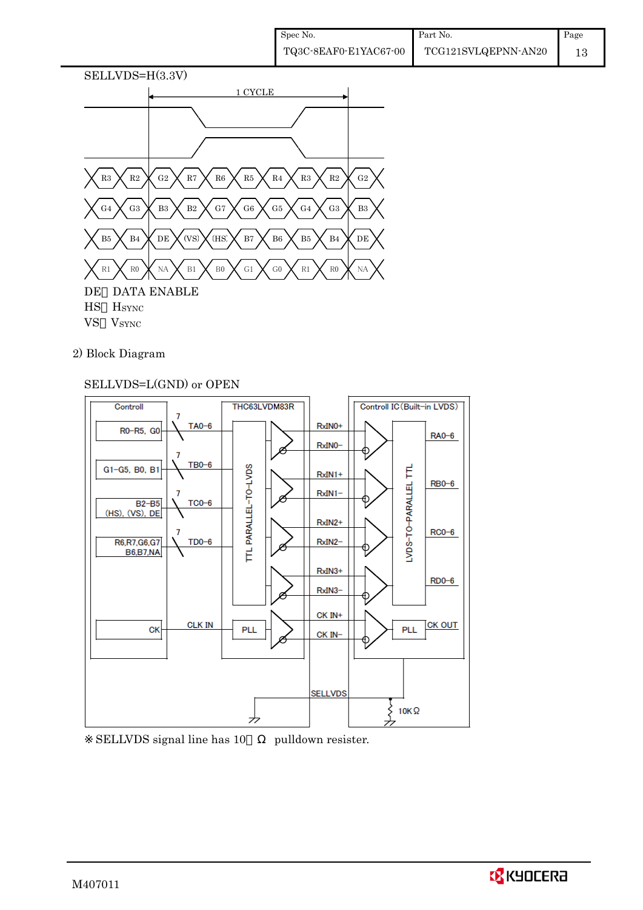SELLVDS=H(3.3V)

1 CYCLE

| | | | | | | | | | |
|---|---|---|---|---|---|---|---|---|---|
| R3 | R2 | G2 | R7 | R6 | R5 | R4 | R3 | R2 | G2 |
| G4 | G3 | B3 | B2 | G7 | G6 | G5 | G4 | G3 | B3 |
| B5 | B4 | DE | (VS) | (HS) | B7 | B6 | B5 | B4 | DE |
| R1 | R0 | NA | B1 | B0 | G1 | G0 | R1 | R0 | NA |

DE：DATA ENABLE

HS：HSYNC

VS：VSYNC

2) Block Diagram

SELLVDS=L(GND) or OPEN

Controll: R0–R5, G0 → TA0–6 (7); G1–G5, B0, B1 → TB0–6 (7); B2–B5, (HS), (VS), DE → TC0–6 (7); R6,R7,G6,G7, B6,B7,NA → TD0–6 (7); CK → CLK IN

THC63LVDM83R (TTL PARALLEL–TO–LVDS, PLL) → RxIN0+ / RxIN0−, RxIN1+ / RxIN1−, RxIN2+ / RxIN2−, RxIN3+ / RxIN3−, CK IN+ / CK IN−

Controll IC (Built–in LVDS) (LVDS–TO–PARALLEL TTL, PLL): RA0–6, RB0–6, RC0–6, RD0–6, CK OUT

SELLVDS, 10KΩ

※SELLVDS signal line has 10kΩ pulldown resister.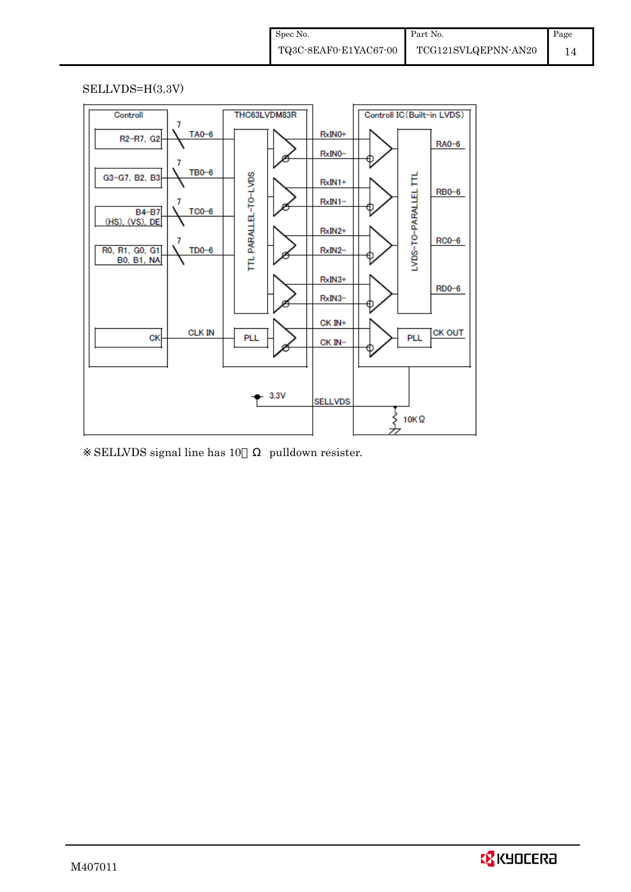SELLVDS=H(3.3V)

Controll | THC63LVDM83R | Controll IC (Built-in LVDS)

R2~R7, G2 — 7 — TA0~6 — RxIN0+ / RxIN0− — RA0~6

G3~G7, B2, B3 — 7 — TB0~6 — RxIN1+ / RxIN1− — RB0~6

B4~B7 (HS), (VS), DE — 7 — TC0~6 — RxIN2+ / RxIN2− — RC0~6

R0, R1, G0, G1 B0, B1, NA — 7 — TD0~6 — RxIN3+ / RxIN3− — RD0~6

CK — CLK IN — PLL — CK IN+ / CK IN− — PLL — CK OUT

TTL PARALLEL-TO-LVDS

LVDS-TO-PARALLEL TTL

3.3V — SELLVDS — 10KΩ

※ SELLVDS signal line has 10kΩ pulldown resister.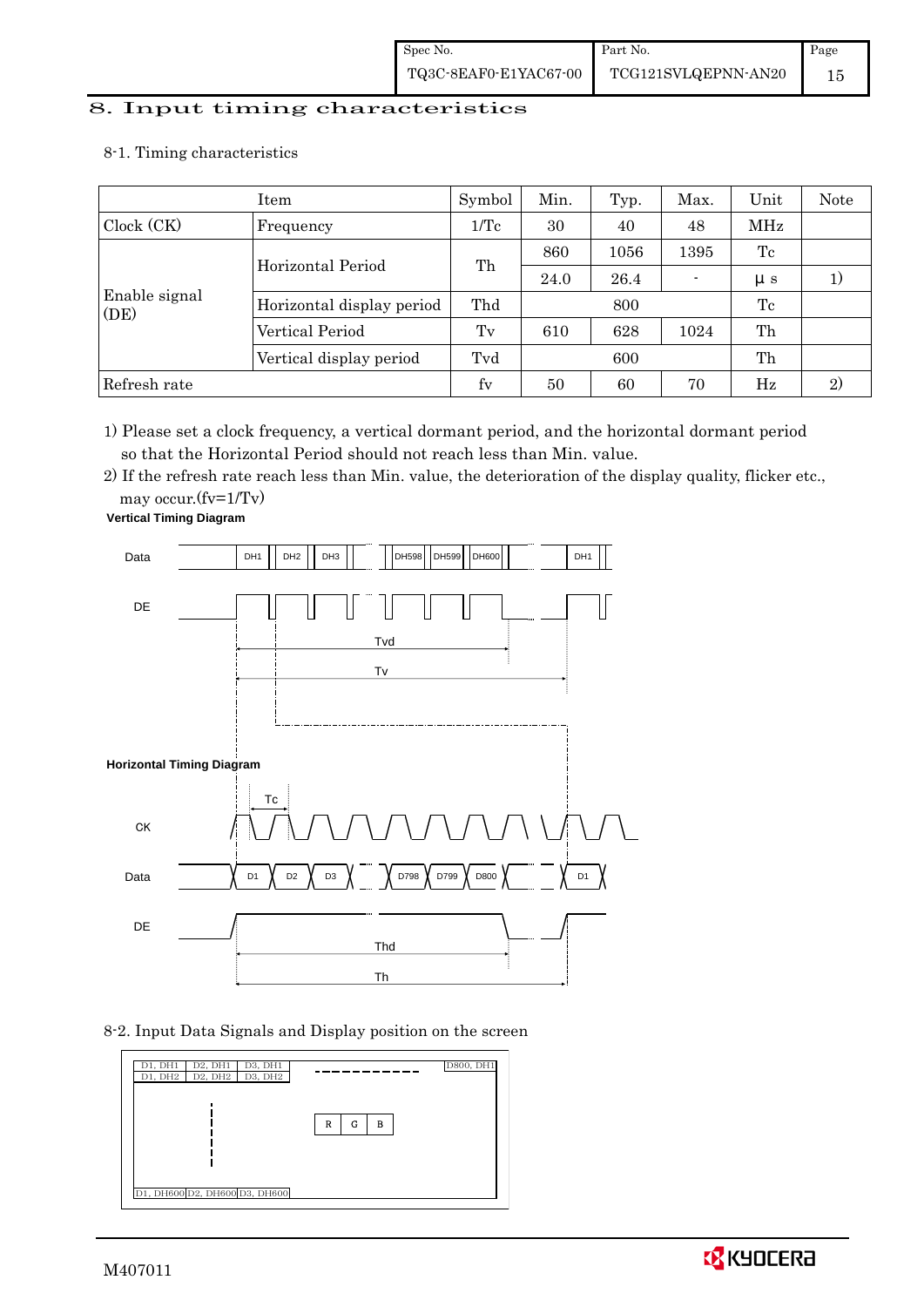# 8. Input timing characteristics

## 8-1. Timing characteristics

| Item | | Symbol | Min. | Typ. | Max. | Unit | Note |
|---|---|---|---|---|---|---|---|
| Clock (CK) | Frequency | 1/Tc | 30 | 40 | 48 | MHz | |
| Enable signal (DE) | Horizontal Period | Th | 860 | 1056 | 1395 | Tc | |
| | | | 24.0 | 26.4 | - | μ s | 1) |
| | Horizontal display period | Thd | | 800 | | Tc | |
| | Vertical Period | Tv | 610 | 628 | 1024 | Th | |
| | Vertical display period | Tvd | | 600 | | Th | |
| Refresh rate | | fv | 50 | 60 | 70 | Hz | 2) |

1) Please set a clock frequency, a vertical dormant period, and the horizontal dormant period so that the Horizontal Period should not reach less than Min. value.

2) If the refresh rate reach less than Min. value, the deterioration of the display quality, flicker etc., may occur.(fv=1/Tv)

**Vertical Timing Diagram**

Data: DH1, DH2, DH3, ..., DH598, DH599, DH600, ..., DH1

DE

Tvd

Tv

**Horizontal Timing Diagram**

Tc

CK

Data: D1, D2, D3, ..., D798, D799, D800, ..., D1

DE

Thd

Th

## 8-2. Input Data Signals and Display position on the screen

| D1, DH1 | D2, DH1 | D3, DH1 | ... | D800, DH1 |
|---|---|---|---|---|
| D1, DH2 | D2, DH2 | D3, DH2 | | |
| ... | | | R G B | |
| D1, DH600 | D2, DH600 | D3, DH600 | | |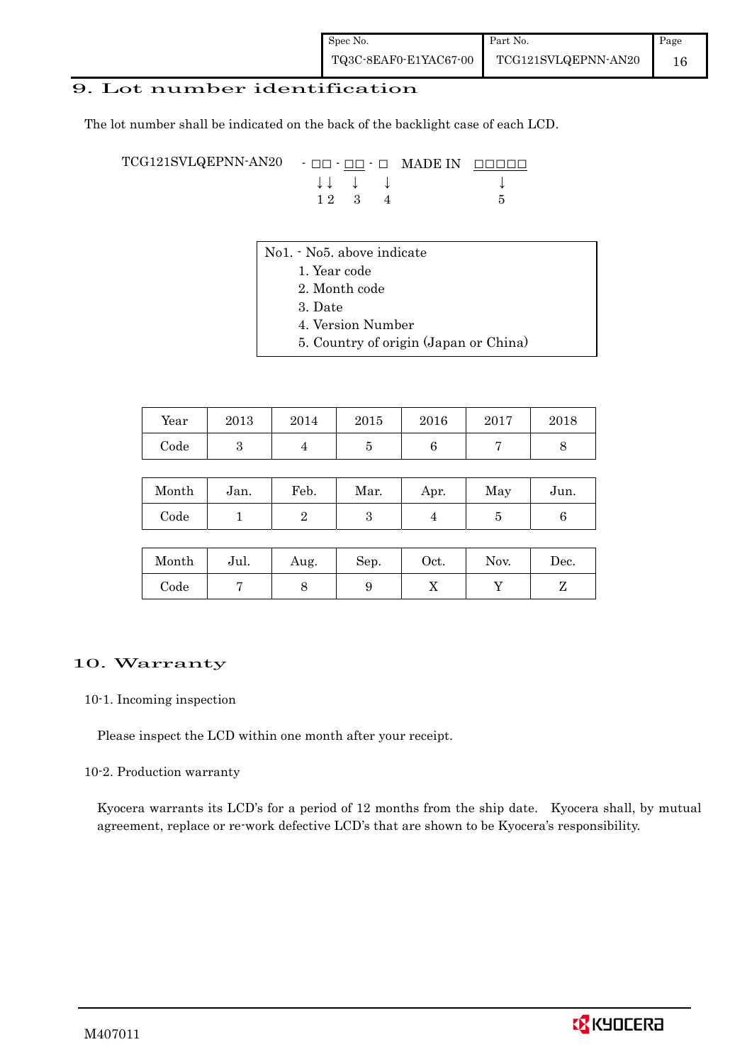## 9. Lot number identification

The lot number shall be indicated on the back of the backlight case of each LCD.

```
TCG121SVLQEPNN-AN20   - □□ - □□ - □   MADE IN  □□□□□
                        ↓↓    ↓    ↓              ↓
                        1 2   3    4              5
```

No1. - No5. above indicate

1. Year code
2. Month code
3. Date
4. Version Number
5. Country of origin (Japan or China)

| Year | 2013 | 2014 | 2015 | 2016 | 2017 | 2018 |
|---|---|---|---|---|---|---|
| Code | 3 | 4 | 5 | 6 | 7 | 8 |

| Month | Jan. | Feb. | Mar. | Apr. | May | Jun. |
|---|---|---|---|---|---|---|
| Code | 1 | 2 | 3 | 4 | 5 | 6 |

| Month | Jul. | Aug. | Sep. | Oct. | Nov. | Dec. |
|---|---|---|---|---|---|---|
| Code | 7 | 8 | 9 | X | Y | Z |

## 10. Warranty

10-1. Incoming inspection

Please inspect the LCD within one month after your receipt.

10-2. Production warranty

Kyocera warrants its LCD's for a period of 12 months from the ship date. Kyocera shall, by mutual agreement, replace or re-work defective LCD's that are shown to be Kyocera's responsibility.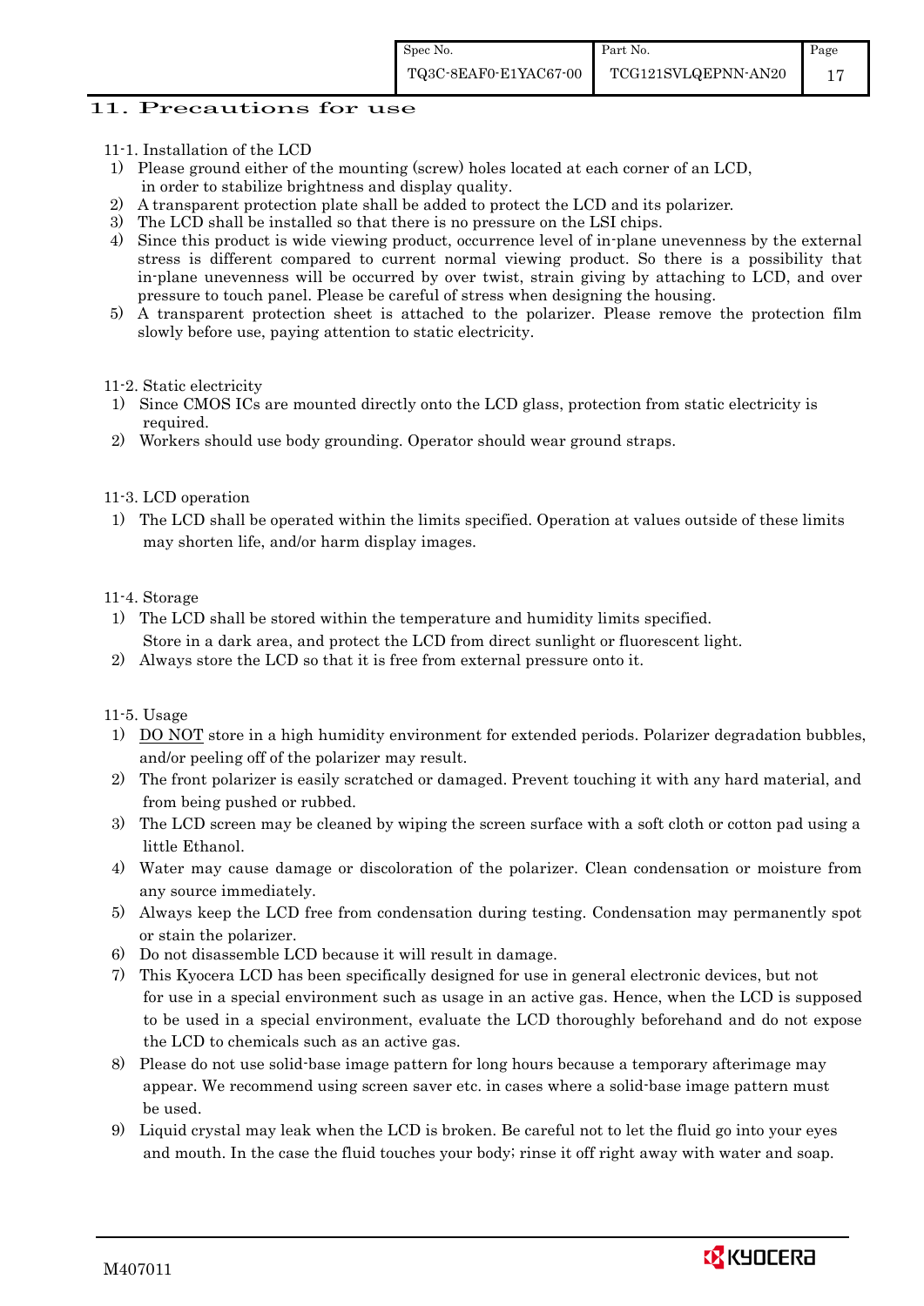## 11. Precautions for use

11-1. Installation of the LCD

1) Please ground either of the mounting (screw) holes located at each corner of an LCD, in order to stabilize brightness and display quality.
2) A transparent protection plate shall be added to protect the LCD and its polarizer.
3) The LCD shall be installed so that there is no pressure on the LSI chips.
4) Since this product is wide viewing product, occurrence level of in-plane unevenness by the external stress is different compared to current normal viewing product. So there is a possibility that in-plane unevenness will be occurred by over twist, strain giving by attaching to LCD, and over pressure to touch panel. Please be careful of stress when designing the housing.
5) A transparent protection sheet is attached to the polarizer. Please remove the protection film slowly before use, paying attention to static electricity.

11-2. Static electricity

1) Since CMOS ICs are mounted directly onto the LCD glass, protection from static electricity is required.
2) Workers should use body grounding. Operator should wear ground straps.

11-3. LCD operation

1) The LCD shall be operated within the limits specified. Operation at values outside of these limits may shorten life, and/or harm display images.

11-4. Storage

1) The LCD shall be stored within the temperature and humidity limits specified. Store in a dark area, and protect the LCD from direct sunlight or fluorescent light.
2) Always store the LCD so that it is free from external pressure onto it.

11-5. Usage

1) DO NOT store in a high humidity environment for extended periods. Polarizer degradation bubbles, and/or peeling off of the polarizer may result.
2) The front polarizer is easily scratched or damaged. Prevent touching it with any hard material, and from being pushed or rubbed.
3) The LCD screen may be cleaned by wiping the screen surface with a soft cloth or cotton pad using a little Ethanol.
4) Water may cause damage or discoloration of the polarizer. Clean condensation or moisture from any source immediately.
5) Always keep the LCD free from condensation during testing. Condensation may permanently spot or stain the polarizer.
6) Do not disassemble LCD because it will result in damage.
7) This Kyocera LCD has been specifically designed for use in general electronic devices, but not for use in a special environment such as usage in an active gas. Hence, when the LCD is supposed to be used in a special environment, evaluate the LCD thoroughly beforehand and do not expose the LCD to chemicals such as an active gas.
8) Please do not use solid-base image pattern for long hours because a temporary afterimage may appear. We recommend using screen saver etc. in cases where a solid-base image pattern must be used.
9) Liquid crystal may leak when the LCD is broken. Be careful not to let the fluid go into your eyes and mouth. In the case the fluid touches your body; rinse it off right away with water and soap.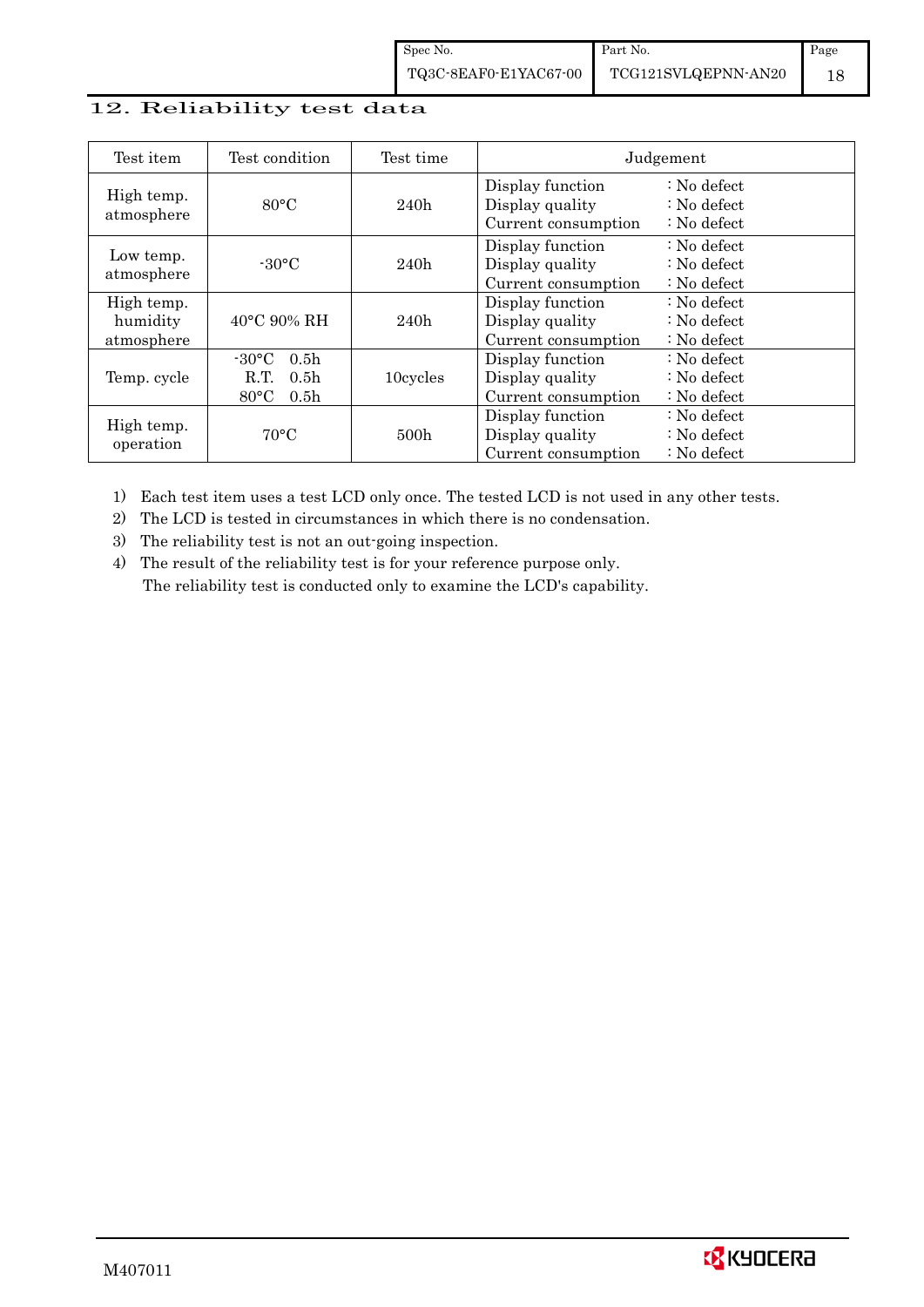## 12. Reliability test data

| Test item | Test condition | Test time | Judgement |
|---|---|---|---|
| High temp. atmosphere | 80°C | 240h | Display function : No defect<br>Display quality : No defect<br>Current consumption : No defect |
| Low temp. atmosphere | -30°C | 240h | Display function : No defect<br>Display quality : No defect<br>Current consumption : No defect |
| High temp. humidity atmosphere | 40°C 90% RH | 240h | Display function : No defect<br>Display quality : No defect<br>Current consumption : No defect |
| Temp. cycle | -30°C 0.5h<br>R.T. 0.5h<br>80°C 0.5h | 10cycles | Display function : No defect<br>Display quality : No defect<br>Current consumption : No defect |
| High temp. operation | 70°C | 500h | Display function : No defect<br>Display quality : No defect<br>Current consumption : No defect |

1) Each test item uses a test LCD only once. The tested LCD is not used in any other tests.
2) The LCD is tested in circumstances in which there is no condensation.
3) The reliability test is not an out-going inspection.
4) The result of the reliability test is for your reference purpose only.
   The reliability test is conducted only to examine the LCD's capability.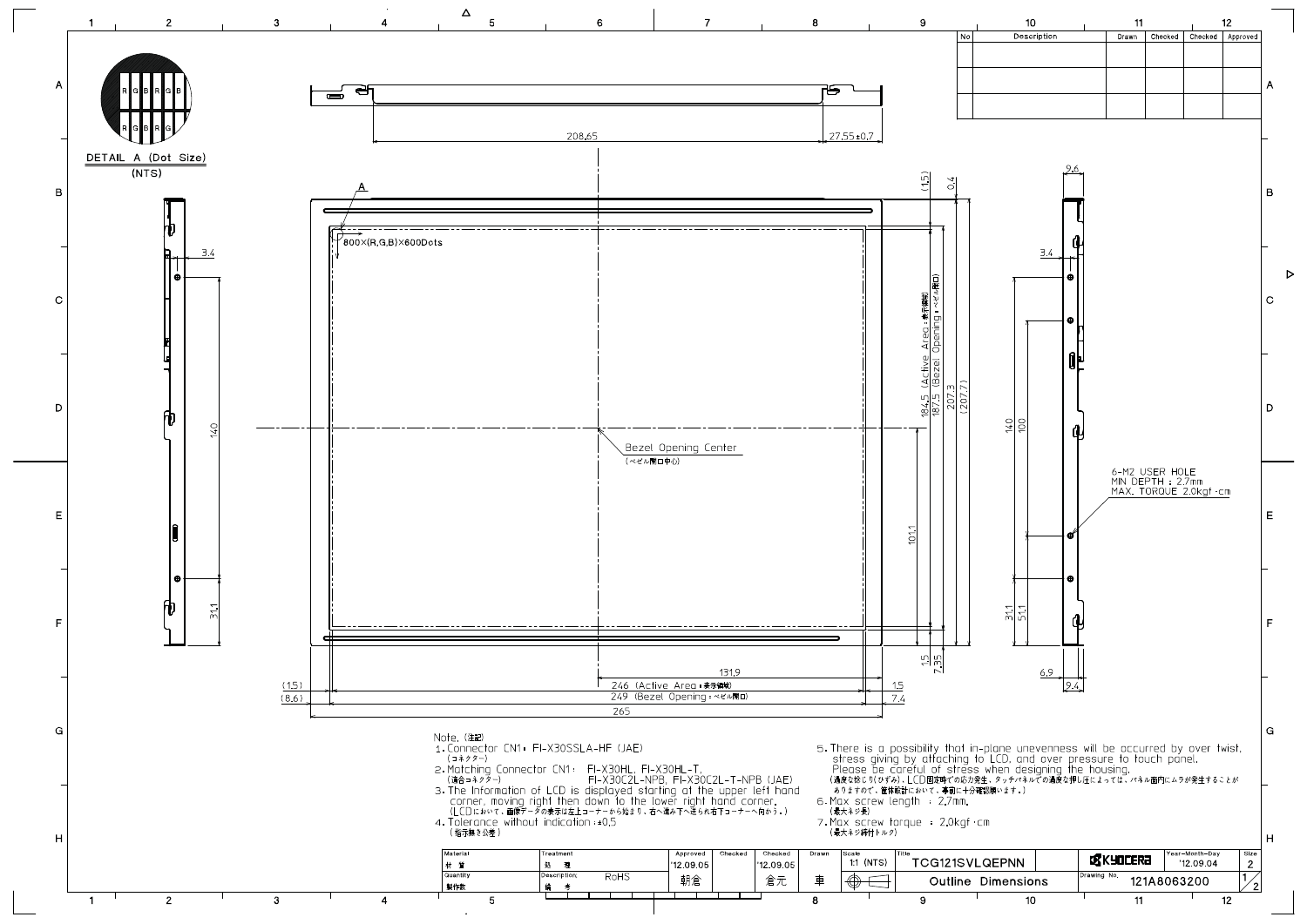DETAIL A (Dot Size)
(NTS)

800×(R,G,B)×600Dots

Bezel Opening Center
(ベゼル開口中心)

6-M2 USER HOLE
MIN DEPTH : 2.7mm
MAX. TORQUE 2.0kgf·cm

Note.（注記）

1. Connector CN1: FI-X30SSLA-HF (JAE)
（コネクター）
2. Matching Connector CN1: FI-X30HL, FI-X30HL-T, FI-X30C2L-NPB, FI-X30C2L-T-NPB (JAE)
（適合コネクター）
3. The Information of LCD is displayed starting at the upper left hand corner, moving right then down to the lower right hand corner.
（LCDにおいて、画像データの表示は左上コーナーから始まり、右へ進み下へ送られ右下コーナーへ向かう。）
4. Tolerance without indication : ±0.5
（指示無き公差）
5. There is a possibility that in-plane unevenness will be occurred by over twist, stress giving by attaching to LCD, and over pressure to touch panel. Please be careful of stress when designing the housing.
（過度な捻じり(ひずみ)、LCD固定時での応力発生、タッチパネルでの過度な押し圧によっては、パネル面内にムラが発生することがありますので、筐体設計において、事前に十分確認願います。）
6. Max screw length : 2.7mm.
（最大ネジ長）
7. Max screw torque : 2.0kgf·cm
（最大ネジ締付トルク）

| Material 材質 | Treatment 処理 | Approved | Checked | Checked | Drawn | Scale | Title | | Year-Month-Day | Size |
|---|---|---|---|---|---|---|---|---|---|---|
| | | '12.09.05 | | '12.09.05 | | 1:1 (NTS) | TCG121SVLQEPNN | KYOCERA | '12.09.04 | 2 |
| Quantity 製作数 | Description 備考 RoHS | 朝倉 | | 倉元 | 車 | | Outline Dimensions | Drawing No. 121A8063200 | | 1/2 |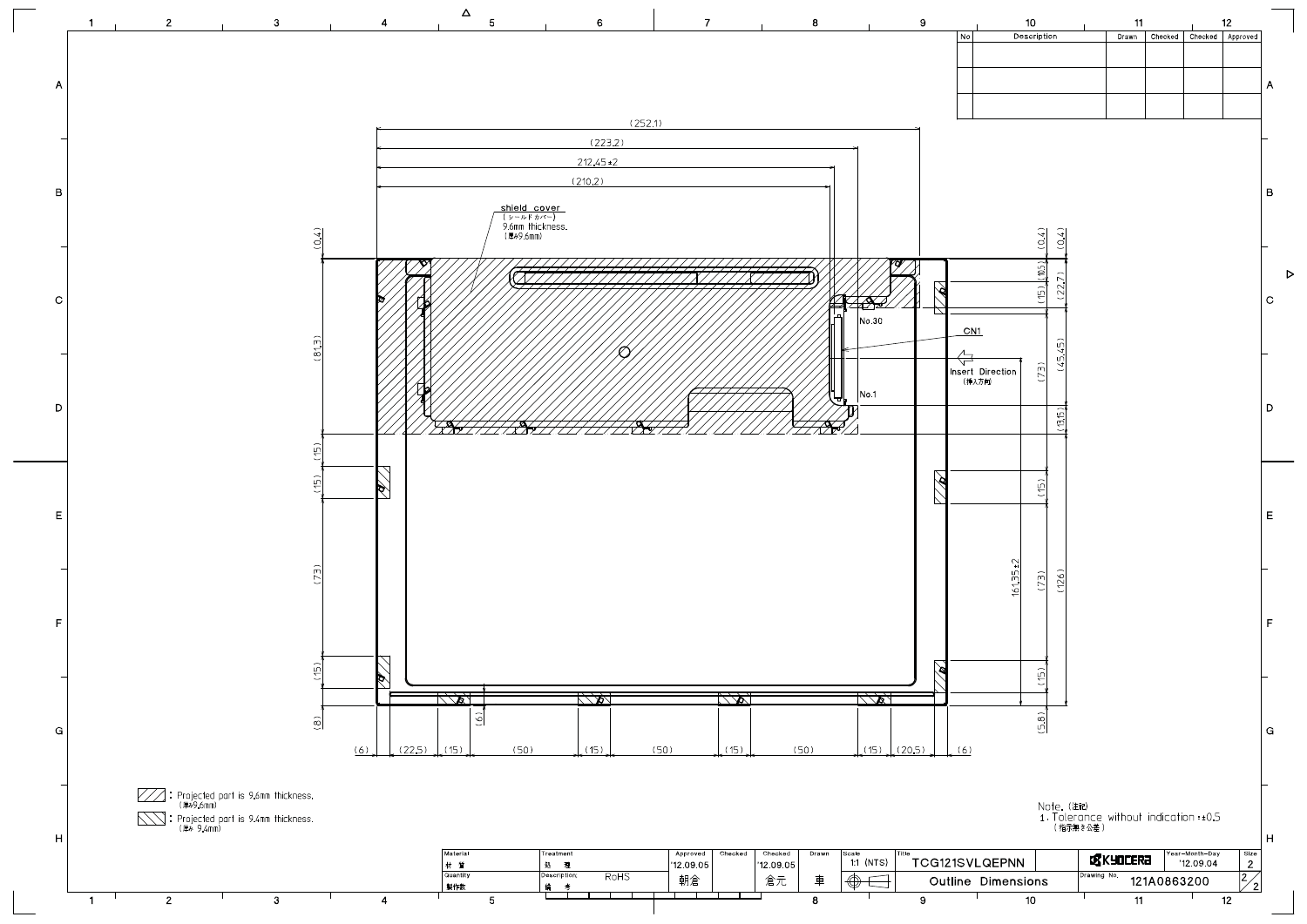| No | Description | Drawn | Checked | Checked | Approved |
|---|---|---|---|---|---|
| | | | | | |
| | | | | | |
| | | | | | |

(252.1)

(223.2)

212.45±2

(210.2)

shield cover
（シールドカバー）
9.6mm thickness.
（厚み9.6mm）

No.30

CN1

Insert Direction
（挿入方向）

No.1

(0.4) (81.3) (15) (15) (73) (15) (8)

(0.4) (0.4) (10.5) (15) (22.7) (45.45) (73) (13.5) (15) (73) (15) (126) 161.35±2 (5.8)

(6)

(6) (22.5) (15) (50) (15) (50) (15) (50) (15) (20.5) (6)

: Projected part is 9.6mm thickness.
（厚み9.6mm）

: Projected part is 9.4mm thickness.
（厚み 9.4mm）

Note.（注記）
1. Tolerance without indication : ±0.5
（指示無き公差）

| Material 材質 | Treatment 処理 | Approved | Checked | Checked | Drawn | Scale | Title | | Year-Month-Day | Size |
|---|---|---|---|---|---|---|---|---|---|---|
| | | '12.09.05 | | '12.09.05 | | 1:1 (NTS) | TCG121SVLQEPNN | KYOCERA | '12.09.04 | 2 |
| Quantity 製作数 | Description 備考 RoHS | 朝倉 | | 倉元 | 車 | | Outline Dimensions | Drawing No. | 121A0863200 | 2/2 |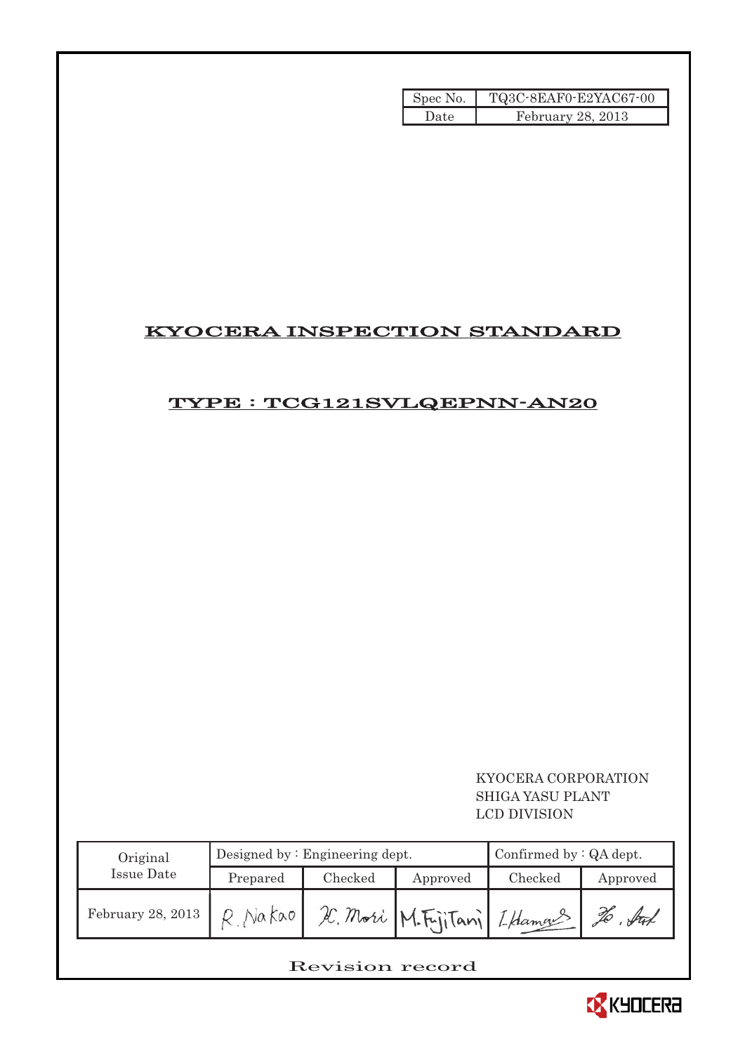| Spec No. | TQ3C-8EAF0-E2YAC67-00 |
|---|---|
| Date | February 28, 2013 |

# KYOCERA INSPECTION STANDARD

## TYPE : TCG121SVLQEPNN-AN20

KYOCERA CORPORATION
SHIGA YASU PLANT
LCD DIVISION

| Original Issue Date | Designed by : Engineering dept. | | | Confirmed by : QA dept. | |
|---|---|---|---|---|---|
| | Prepared | Checked | Approved | Checked | Approved |
| February 28, 2013 | R. Nakao | H. Mori | M. Fujitani | I. Hamao | Ho. Sat |

Revision record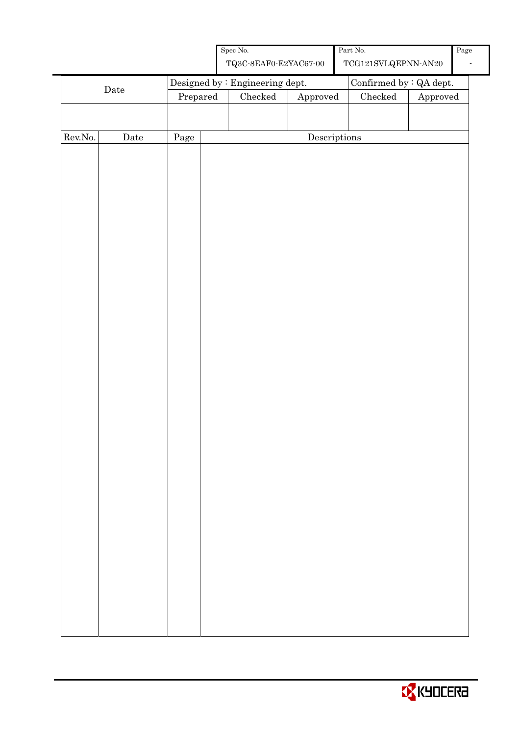| Spec No. | Part No. | Page |
|---|---|---|
| TQ3C-8EAF0-E2YAC67-00 | TCG121SVLQEPNN-AN20 | - |

| Date | Designed by : Engineering dept. | | | Confirmed by : QA dept. | |
|---|---|---|---|---|---|
| | Prepared | Checked | Approved | Checked | Approved |
| | | | | | |

| Rev.No. | Date | Page | Descriptions |
|---|---|---|---|
| | | | |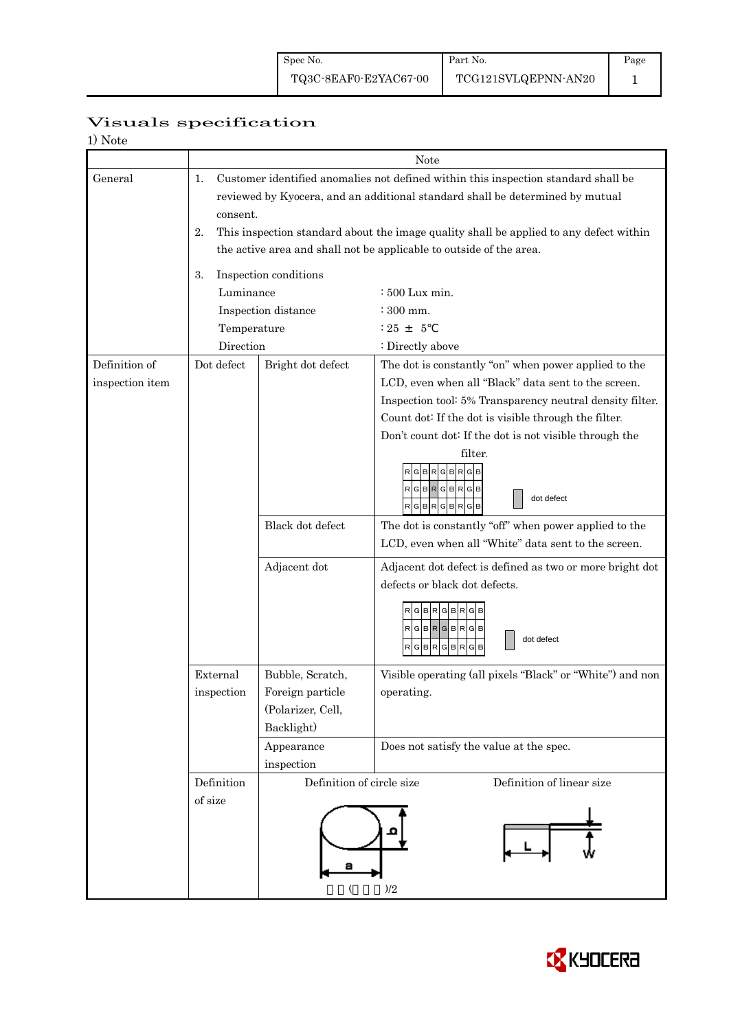# Visuals specification

1) Note

| | | | Note |
|---|---|---|---|
| General | 1. Customer identified anomalies not defined within this inspection standard shall be reviewed by Kyocera, and an additional standard shall be determined by mutual consent.<br>2. This inspection standard about the image quality shall be applied to any defect within the active area and shall not be applicable to outside of the area.<br>3. Inspection conditions<br>Luminance : 500 Lux min.<br>Inspection distance : 300 mm.<br>Temperature : 25 ± 5℃<br>Direction : Directly above | | |
| Definition of inspection item | Dot defect | Bright dot defect | The dot is constantly "on" when power applied to the LCD, even when all "Black" data sent to the screen.<br>Inspection tool: 5% Transparency neutral density filter.<br>Count dot: If the dot is visible through the filter.<br>Don't count dot: If the dot is not visible through the filter.<br>RGBRGBRGB / RGBRGBRGB / RGBRGBRGB — dot defect |
| | | Black dot defect | The dot is constantly "off" when power applied to the LCD, even when all "White" data sent to the screen. |
| | | Adjacent dot | Adjacent dot defect is defined as two or more bright dot defects or black dot defects.<br>RGBRGBRGB / RGBRGBRGB / RGBRGBRGB — dot defect |
| | External inspection | Bubble, Scratch, Foreign particle (Polarizer, Cell, Backlight) | Visible operating (all pixels "Black" or "White") and non operating. |
| | | Appearance inspection | Does not satisfy the value at the spec. |
| | Definition of size | Definition of circle size<br>a, b<br>$(a + b)/2$ | Definition of linear size<br>L, W |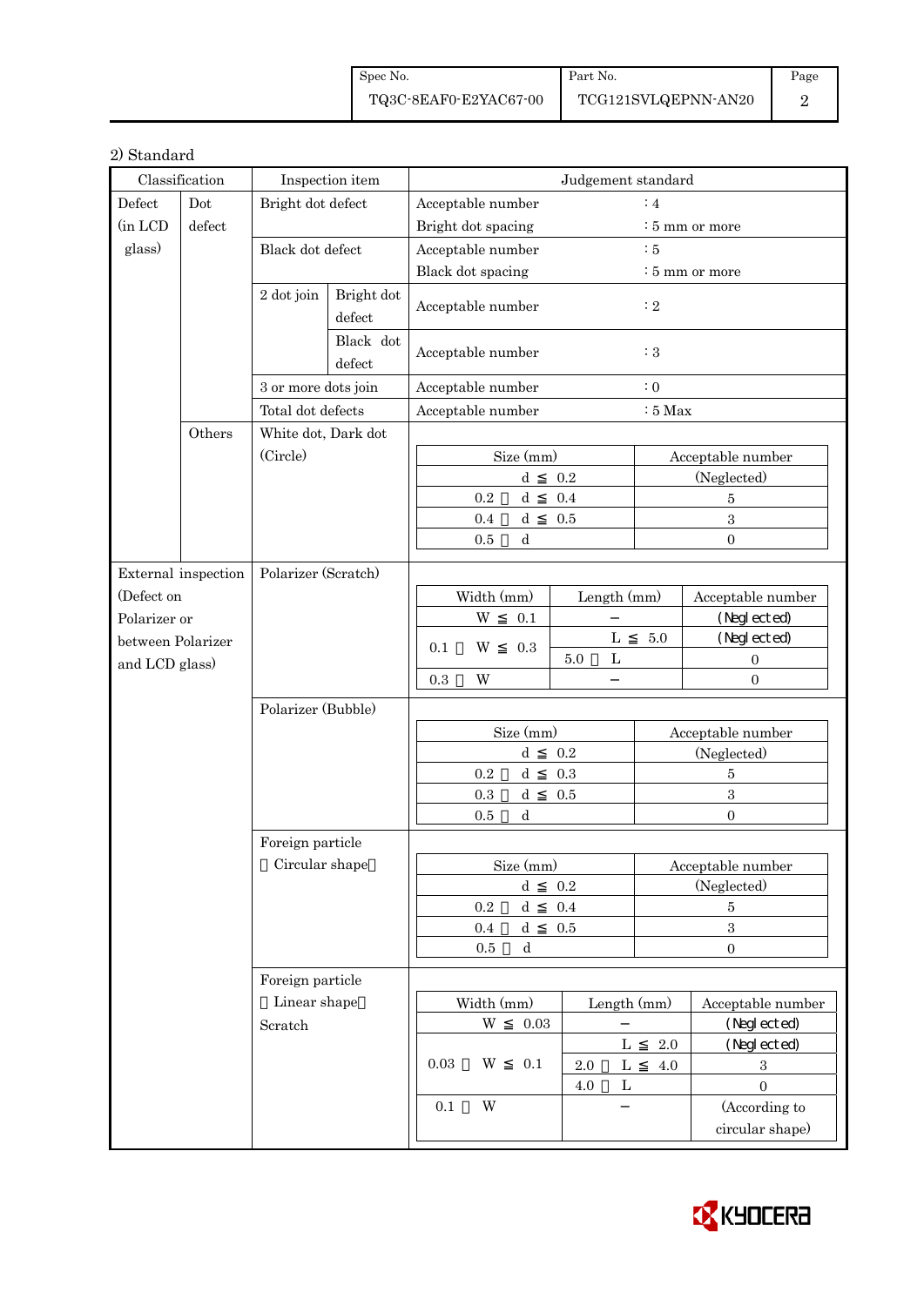2) Standard

| Classification | | Inspection item | | Judgement standard |
|---|---|---|---|---|
| Defect (in LCD glass) | Dot defect | Bright dot defect | | Acceptable number : 4<br>Bright dot spacing : 5 mm or more |
| | | Black dot defect | | Acceptable number : 5<br>Black dot spacing : 5 mm or more |
| | | 2 dot join | Bright dot defect | Acceptable number : 2 |
| | | | Black dot defect | Acceptable number : 3 |
| | | 3 or more dots join | | Acceptable number : 0 |
| | | Total dot defects | | Acceptable number : 5 Max |
| | Others | White dot, Dark dot (Circle) | | See table below |
| External inspection (Defect on Polarizer or between Polarizer and LCD glass) | | Polarizer (Scratch) | | See table below |
| | | Polarizer (Bubble) | | See table below |
| | | Foreign particle (Circular shape) | | See table below |
| | | Foreign particle (Linear shape) Scratch | | See table below |

White dot, Dark dot (Circle)

| Size (mm) | Acceptable number |
|---|---|
| d ≦ 0.2 | (Neglected) |
| 0.2 ＜ d ≦ 0.4 | 5 |
| 0.4 ＜ d ≦ 0.5 | 3 |
| 0.5 ＜ d | 0 |

Polarizer (Scratch)

| Width (mm) | Length (mm) | Acceptable number |
|---|---|---|
| W ≦ 0.1 | − | (Neglected) |
| 0.1 ＜ W ≦ 0.3 | L ≦ 5.0 | (Neglected) |
| | 5.0 ＜ L | 0 |
| 0.3 ＜ W | − | 0 |

Polarizer (Bubble)

| Size (mm) | Acceptable number |
|---|---|
| d ≦ 0.2 | (Neglected) |
| 0.2 ＜ d ≦ 0.3 | 5 |
| 0.3 ＜ d ≦ 0.5 | 3 |
| 0.5 ＜ d | 0 |

Foreign particle (Circular shape)

| Size (mm) | Acceptable number |
|---|---|
| d ≦ 0.2 | (Neglected) |
| 0.2 ＜ d ≦ 0.4 | 5 |
| 0.4 ＜ d ≦ 0.5 | 3 |
| 0.5 ＜ d | 0 |

Foreign particle (Linear shape) Scratch

| Width (mm) | Length (mm) | Acceptable number |
|---|---|---|
| W ≦ 0.03 | − | (Neglected) |
| 0.03 ＜ W ≦ 0.1 | L ≦ 2.0 | (Neglected) |
| | 2.0 ＜ L ≦ 4.0 | 3 |
| | 4.0 ＜ L | 0 |
| 0.1 ＜ W | − | (According to circular shape) |